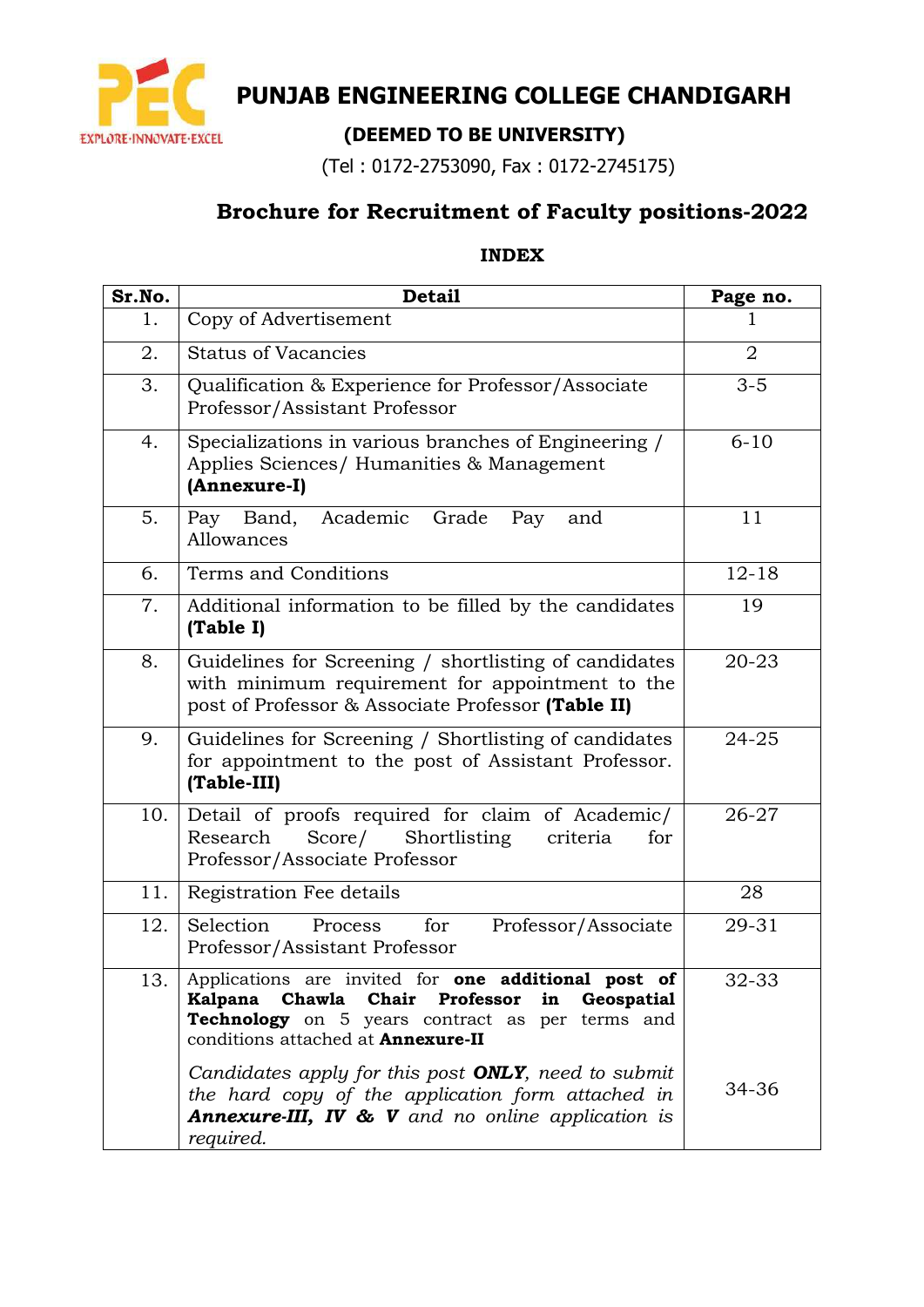# PUNJAB ENGINEERING COLLEGE CHANDIGARH

EXPLORE·INNOVATE·EXCEL

## (DEEMED TO BE UNIVERSITY)

(Tel : 0172-2753090, Fax : 0172-2745175)

## Brochure for Recruitment of Faculty positions-2022

### INDEX

| Sr.No. | Detail | Page no. |
|---|---|---|
| 1. | Copy of Advertisement | 1 |
| 2. | Status of Vacancies | 2 |
| 3. | Qualification & Experience for Professor/Associate Professor/Assistant Professor | 3-5 |
| 4. | Specializations in various branches of Engineering / Applies Sciences/ Humanities & Management **(Annexure-I)** | 6-10 |
| 5. | Pay Band, Academic Grade Pay and Allowances | 11 |
| 6. | Terms and Conditions | 12-18 |
| 7. | Additional information to be filled by the candidates **(Table I)** | 19 |
| 8. | Guidelines for Screening / shortlisting of candidates with minimum requirement for appointment to the post of Professor & Associate Professor **(Table II)** | 20-23 |
| 9. | Guidelines for Screening / Shortlisting of candidates for appointment to the post of Assistant Professor. **(Table-III)** | 24-25 |
| 10. | Detail of proofs required for claim of Academic/ Research Score/ Shortlisting criteria for Professor/Associate Professor | 26-27 |
| 11. | Registration Fee details | 28 |
| 12. | Selection Process for Professor/Associate Professor/Assistant Professor | 29-31 |
| 13. | Applications are invited for **one additional post of Kalpana Chawla Chair Professor in Geospatial Technology** on 5 years contract as per terms and conditions attached at **Annexure-II** | 32-33 |
| | *Candidates apply for this post **ONLY**, need to submit the hard copy of the application form attached in **Annexure-III, IV & V** and no online application is required.* | 34-36 |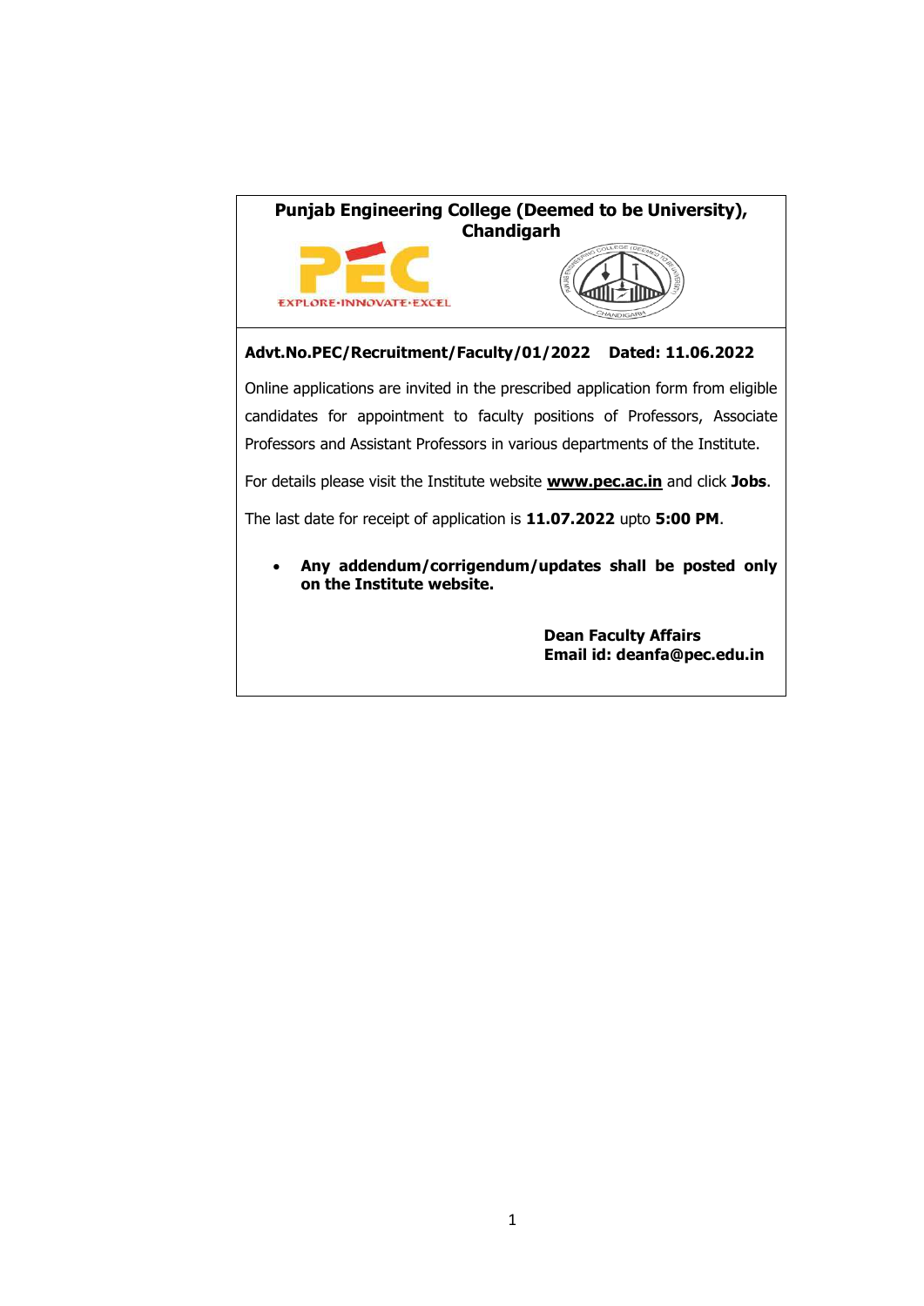# Punjab Engineering College (Deemed to be University), Chandigarh

EXPLORE·INNOVATE·EXCEL

**Advt.No.PEC/Recruitment/Faculty/01/2022 Dated: 11.06.2022**

Online applications are invited in the prescribed application form from eligible candidates for appointment to faculty positions of Professors, Associate Professors and Assistant Professors in various departments of the Institute.

For details please visit the Institute website **www.pec.ac.in** and click **Jobs**.

The last date for receipt of application is **11.07.2022** upto **5:00 PM**.

- **Any addendum/corrigendum/updates shall be posted only on the Institute website.**

**Dean Faculty Affairs**
**Email id: deanfa@pec.edu.in**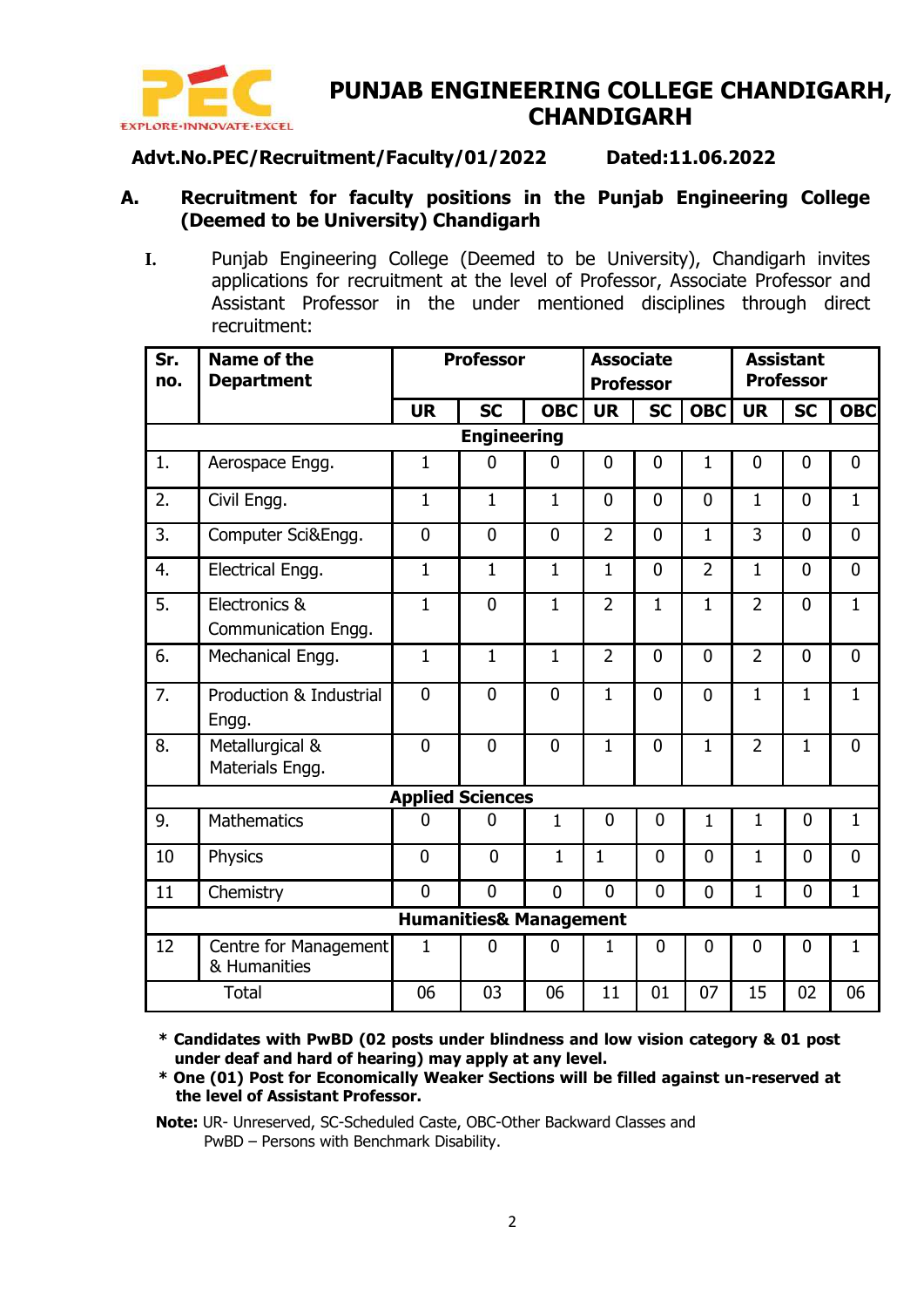# PUNJAB ENGINEERING COLLEGE CHANDIGARH, CHANDIGARH

**Advt.No.PEC/Recruitment/Faculty/01/2022 Dated:11.06.2022**

## A. Recruitment for faculty positions in the Punjab Engineering College (Deemed to be University) Chandigarh

**I.** Punjab Engineering College (Deemed to be University), Chandigarh invites applications for recruitment at the level of Professor, Associate Professor and Assistant Professor in the under mentioned disciplines through direct recruitment:

| Sr. no. | Name of the Department | Professor | | | Associate Professor | | | Assistant Professor | | |
|---|---|---|---|---|---|---|---|---|---|---|
| | | UR | SC | OBC | UR | SC | OBC | UR | SC | OBC |
| | **Engineering** | | | | | | | | | |
| 1. | Aerospace Engg. | 1 | 0 | 0 | 0 | 0 | 1 | 0 | 0 | 0 |
| 2. | Civil Engg. | 1 | 1 | 1 | 0 | 0 | 0 | 1 | 0 | 1 |
| 3. | Computer Sci&Engg. | 0 | 0 | 0 | 2 | 0 | 1 | 3 | 0 | 0 |
| 4. | Electrical Engg. | 1 | 1 | 1 | 1 | 0 | 2 | 1 | 0 | 0 |
| 5. | Electronics & Communication Engg. | 1 | 0 | 1 | 2 | 1 | 1 | 2 | 0 | 1 |
| 6. | Mechanical Engg. | 1 | 1 | 1 | 2 | 0 | 0 | 2 | 0 | 0 |
| 7. | Production & Industrial Engg. | 0 | 0 | 0 | 1 | 0 | 0 | 1 | 1 | 1 |
| 8. | Metallurgical & Materials Engg. | 0 | 0 | 0 | 1 | 0 | 1 | 2 | 1 | 0 |
| | **Applied Sciences** | | | | | | | | | |
| 9. | Mathematics | 0 | 0 | 1 | 0 | 0 | 1 | 1 | 0 | 1 |
| 10 | Physics | 0 | 0 | 1 | 1 | 0 | 0 | 1 | 0 | 0 |
| 11 | Chemistry | 0 | 0 | 0 | 0 | 0 | 0 | 1 | 0 | 1 |
| | **Humanities& Management** | | | | | | | | | |
| 12 | Centre for Management & Humanities | 1 | 0 | 0 | 1 | 0 | 0 | 0 | 0 | 1 |
| | Total | 06 | 03 | 06 | 11 | 01 | 07 | 15 | 02 | 06 |

**\* Candidates with PwBD (02 posts under blindness and low vision category & 01 post under deaf and hard of hearing) may apply at any level.**

**\* One (01) Post for Economically Weaker Sections will be filled against un-reserved at the level of Assistant Professor.**

**Note:** UR- Unreserved, SC-Scheduled Caste, OBC-Other Backward Classes and PwBD – Persons with Benchmark Disability.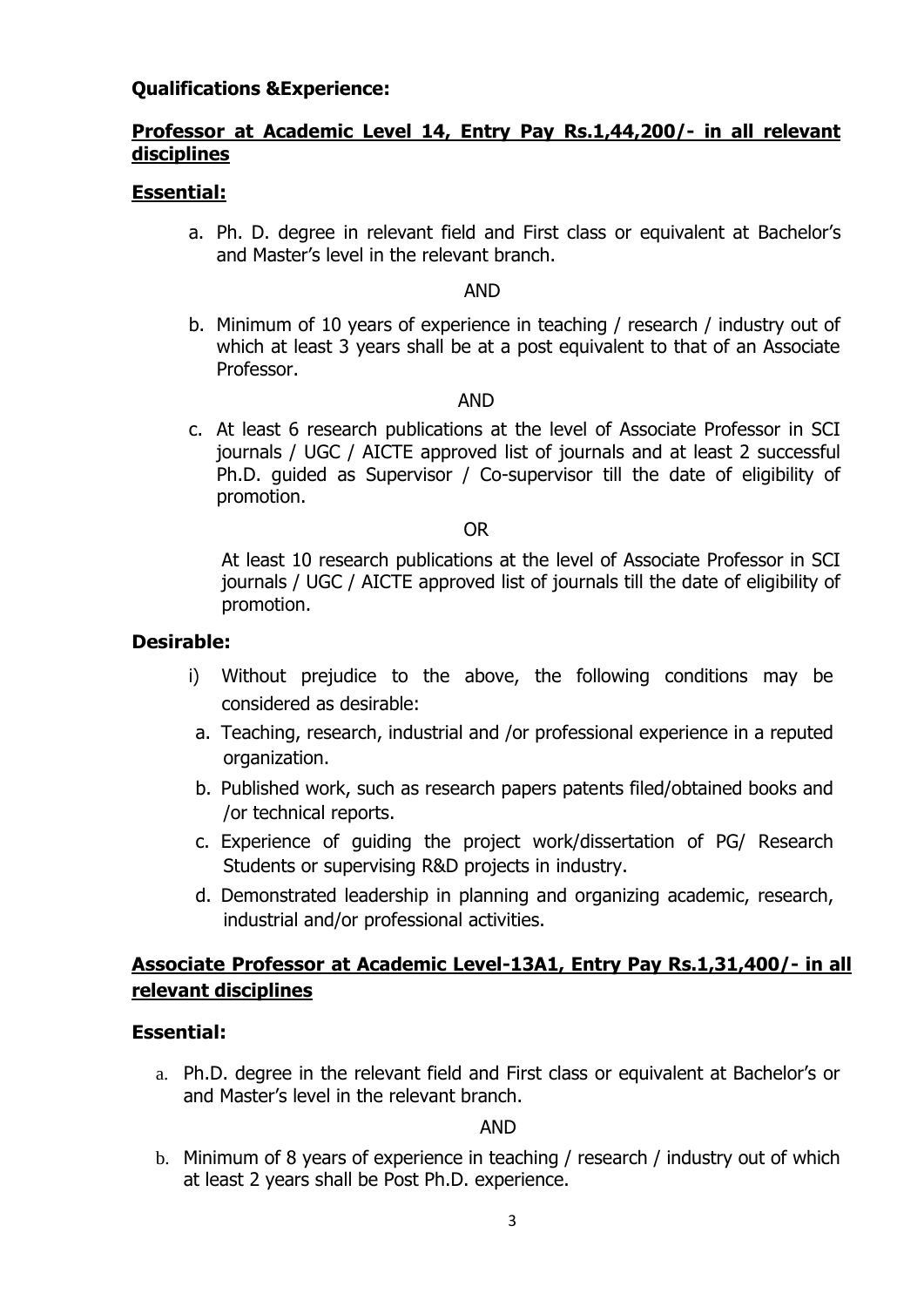**Qualifications &Experience:**

## Professor at Academic Level 14, Entry Pay Rs.1,44,200/- in all relevant disciplines

### Essential:

a. Ph. D. degree in relevant field and First class or equivalent at Bachelor's and Master's level in the relevant branch.

AND

b. Minimum of 10 years of experience in teaching / research / industry out of which at least 3 years shall be at a post equivalent to that of an Associate Professor.

AND

c. At least 6 research publications at the level of Associate Professor in SCI journals / UGC / AICTE approved list of journals and at least 2 successful Ph.D. guided as Supervisor / Co-supervisor till the date of eligibility of promotion.

OR

At least 10 research publications at the level of Associate Professor in SCI journals / UGC / AICTE approved list of journals till the date of eligibility of promotion.

### Desirable:

i) Without prejudice to the above, the following conditions may be considered as desirable:

a. Teaching, research, industrial and /or professional experience in a reputed organization.

b. Published work, such as research papers patents filed/obtained books and /or technical reports.

c. Experience of guiding the project work/dissertation of PG/ Research Students or supervising R&D projects in industry.

d. Demonstrated leadership in planning and organizing academic, research, industrial and/or professional activities.

## Associate Professor at Academic Level-13A1, Entry Pay Rs.1,31,400/- in all relevant disciplines

### Essential:

a. Ph.D. degree in the relevant field and First class or equivalent at Bachelor's or and Master's level in the relevant branch.

AND

b. Minimum of 8 years of experience in teaching / research / industry out of which at least 2 years shall be Post Ph.D. experience.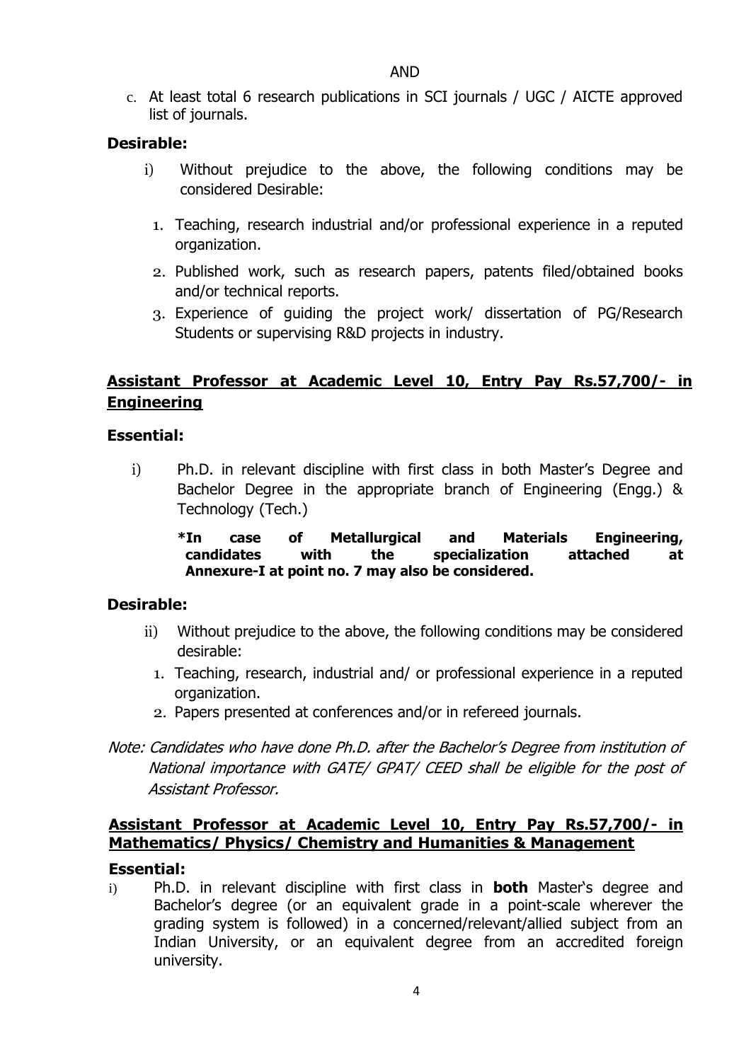AND

c. At least total 6 research publications in SCI journals / UGC / AICTE approved list of journals.

**Desirable:**

i) Without prejudice to the above, the following conditions may be considered Desirable:

1. Teaching, research industrial and/or professional experience in a reputed organization.
2. Published work, such as research papers, patents filed/obtained books and/or technical reports.
3. Experience of guiding the project work/ dissertation of PG/Research Students or supervising R&D projects in industry.

## Assistant Professor at Academic Level 10, Entry Pay Rs.57,700/- in Engineering

**Essential:**

i) Ph.D. in relevant discipline with first class in both Master's Degree and Bachelor Degree in the appropriate branch of Engineering (Engg.) & Technology (Tech.)

**\*In case of Metallurgical and Materials Engineering, candidates with the specialization attached at Annexure-I at point no. 7 may also be considered.**

**Desirable:**

ii) Without prejudice to the above, the following conditions may be considered desirable:

1. Teaching, research, industrial and/ or professional experience in a reputed organization.
2. Papers presented at conferences and/or in refereed journals.

*Note: Candidates who have done Ph.D. after the Bachelor's Degree from institution of National importance with GATE/ GPAT/ CEED shall be eligible for the post of Assistant Professor.*

## Assistant Professor at Academic Level 10, Entry Pay Rs.57,700/- in Mathematics/ Physics/ Chemistry and Humanities & Management

**Essential:**

i) Ph.D. in relevant discipline with first class in **both** Master's degree and Bachelor's degree (or an equivalent grade in a point-scale wherever the grading system is followed) in a concerned/relevant/allied subject from an Indian University, or an equivalent degree from an accredited foreign university.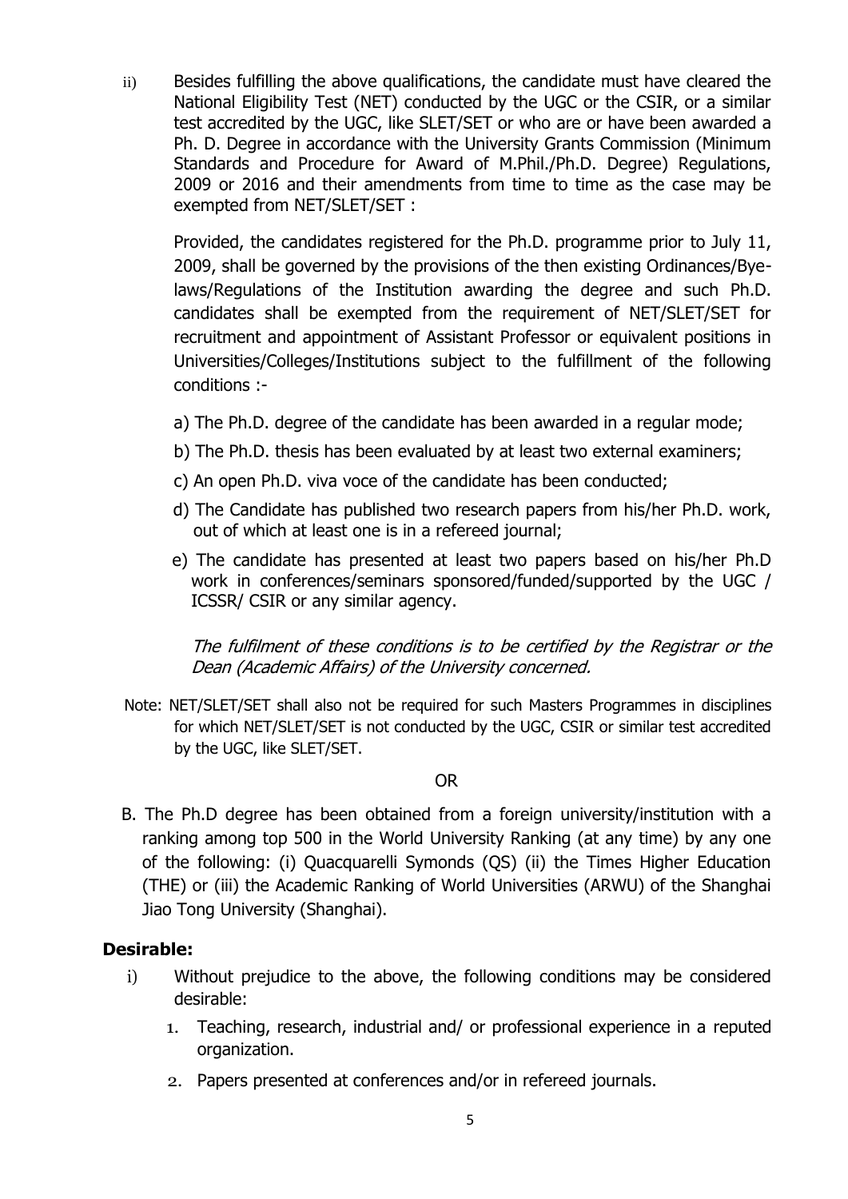ii) Besides fulfilling the above qualifications, the candidate must have cleared the National Eligibility Test (NET) conducted by the UGC or the CSIR, or a similar test accredited by the UGC, like SLET/SET or who are or have been awarded a Ph. D. Degree in accordance with the University Grants Commission (Minimum Standards and Procedure for Award of M.Phil./Ph.D. Degree) Regulations, 2009 or 2016 and their amendments from time to time as the case may be exempted from NET/SLET/SET :

Provided, the candidates registered for the Ph.D. programme prior to July 11, 2009, shall be governed by the provisions of the then existing Ordinances/Bye-laws/Regulations of the Institution awarding the degree and such Ph.D. candidates shall be exempted from the requirement of NET/SLET/SET for recruitment and appointment of Assistant Professor or equivalent positions in Universities/Colleges/Institutions subject to the fulfillment of the following conditions :-

a) The Ph.D. degree of the candidate has been awarded in a regular mode;

b) The Ph.D. thesis has been evaluated by at least two external examiners;

c) An open Ph.D. viva voce of the candidate has been conducted;

d) The Candidate has published two research papers from his/her Ph.D. work, out of which at least one is in a refereed journal;

e) The candidate has presented at least two papers based on his/her Ph.D work in conferences/seminars sponsored/funded/supported by the UGC / ICSSR/ CSIR or any similar agency.

*The fulfilment of these conditions is to be certified by the Registrar or the Dean (Academic Affairs) of the University concerned.*

Note: NET/SLET/SET shall also not be required for such Masters Programmes in disciplines for which NET/SLET/SET is not conducted by the UGC, CSIR or similar test accredited by the UGC, like SLET/SET.

OR

B. The Ph.D degree has been obtained from a foreign university/institution with a ranking among top 500 in the World University Ranking (at any time) by any one of the following: (i) Quacquarelli Symonds (QS) (ii) the Times Higher Education (THE) or (iii) the Academic Ranking of World Universities (ARWU) of the Shanghai Jiao Tong University (Shanghai).

**Desirable:**

i) Without prejudice to the above, the following conditions may be considered desirable:

1. Teaching, research, industrial and/ or professional experience in a reputed organization.
2. Papers presented at conferences and/or in refereed journals.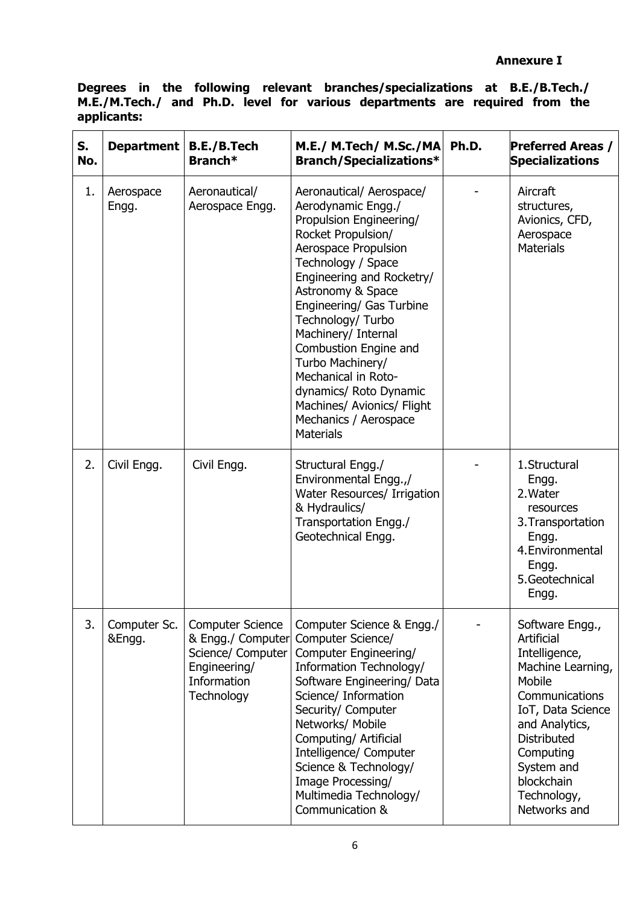**Annexure I**

**Degrees in the following relevant branches/specializations at B.E./B.Tech./ M.E./M.Tech./ and Ph.D. level for various departments are required from the applicants:**

| S. No. | Department | B.E./B.Tech Branch* | M.E./ M.Tech/ M.Sc./MA Branch/Specializations* | Ph.D. | Preferred Areas / Specializations |
|---|---|---|---|---|---|
| 1. | Aerospace Engg. | Aeronautical/ Aerospace Engg. | Aeronautical/ Aerospace/ Aerodynamic Engg./ Propulsion Engineering/ Rocket Propulsion/ Aerospace Propulsion Technology / Space Engineering and Rocketry/ Astronomy & Space Engineering/ Gas Turbine Technology/ Turbo Machinery/ Internal Combustion Engine and Turbo Machinery/ Mechanical in Roto-dynamics/ Roto Dynamic Machines/ Avionics/ Flight Mechanics / Aerospace Materials | - | Aircraft structures, Avionics, CFD, Aerospace Materials |
| 2. | Civil Engg. | Civil Engg. | Structural Engg./ Environmental Engg.,/ Water Resources/ Irrigation & Hydraulics/ Transportation Engg./ Geotechnical Engg. | - | 1. Structural Engg. 2. Water resources 3. Transportation Engg. 4. Environmental Engg. 5. Geotechnical Engg. |
| 3. | Computer Sc. &Engg. | Computer Science & Engg./ Computer Science/ Computer Engineering/ Information Technology | Computer Science & Engg./ Computer Science/ Computer Engineering/ Information Technology/ Software Engineering/ Data Science/ Information Security/ Computer Networks/ Mobile Computing/ Artificial Intelligence/ Computer Science & Technology/ Image Processing/ Multimedia Technology/ Communication & | - | Software Engg., Artificial Intelligence, Machine Learning, Mobile Communications IoT, Data Science and Analytics, Distributed Computing System and blockchain Technology, Networks and |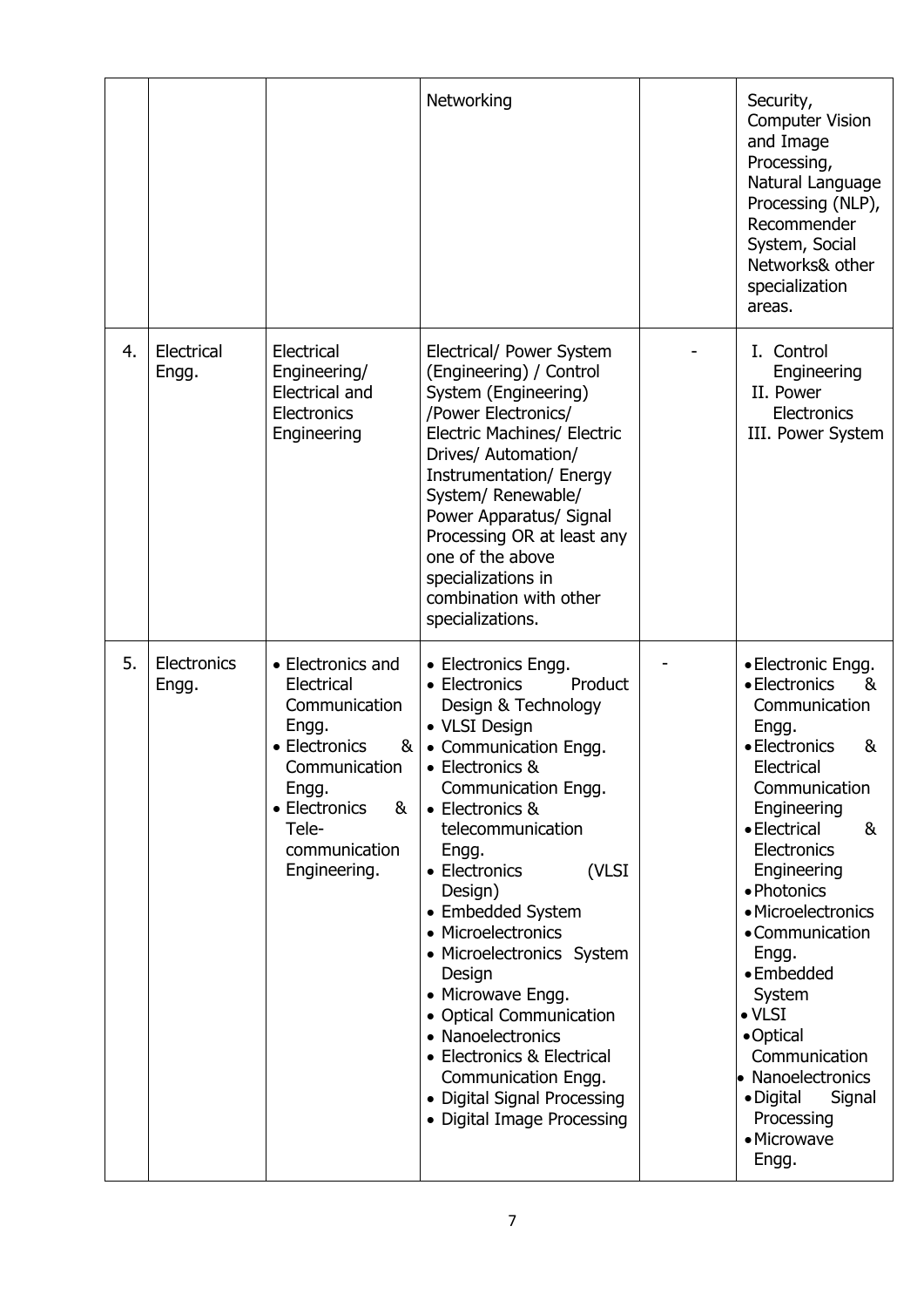| | | | | | |
|---|---|---|---|---|---|
| | | | Networking | | Security, Computer Vision and Image Processing, Natural Language Processing (NLP), Recommender System, Social Networks& other specialization areas. |
| 4. | Electrical Engg. | Electrical Engineering/ Electrical and Electronics Engineering | Electrical/ Power System (Engineering) / Control System (Engineering) /Power Electronics/ Electric Machines/ Electric Drives/ Automation/ Instrumentation/ Energy System/ Renewable/ Power Apparatus/ Signal Processing OR at least any one of the above specializations in combination with other specializations. | - | I. Control Engineering<br>II. Power Electronics<br>III. Power System |
| 5. | Electronics Engg. | • Electronics and Electrical Communication Engg.<br>• Electronics & Communication Engg.<br>• Electronics & Tele-communication Engineering. | • Electronics Engg.<br>• Electronics Product Design & Technology<br>• VLSI Design<br>• Communication Engg.<br>• Electronics & Communication Engg.<br>• Electronics & telecommunication Engg.<br>• Electronics (VLSI Design)<br>• Embedded System<br>• Microelectronics<br>• Microelectronics System Design<br>• Microwave Engg.<br>• Optical Communication<br>• Nanoelectronics<br>• Electronics & Electrical Communication Engg.<br>• Digital Signal Processing<br>• Digital Image Processing | - | • Electronic Engg.<br>• Electronics & Communication Engg.<br>• Electronics & Electrical Communication Engineering<br>• Electrical & Electronics Engineering<br>• Photonics<br>• Microelectronics<br>• Communication Engg.<br>• Embedded System<br>• VLSI<br>• Optical Communication<br>• Nanoelectronics<br>• Digital Signal Processing<br>• Microwave Engg. |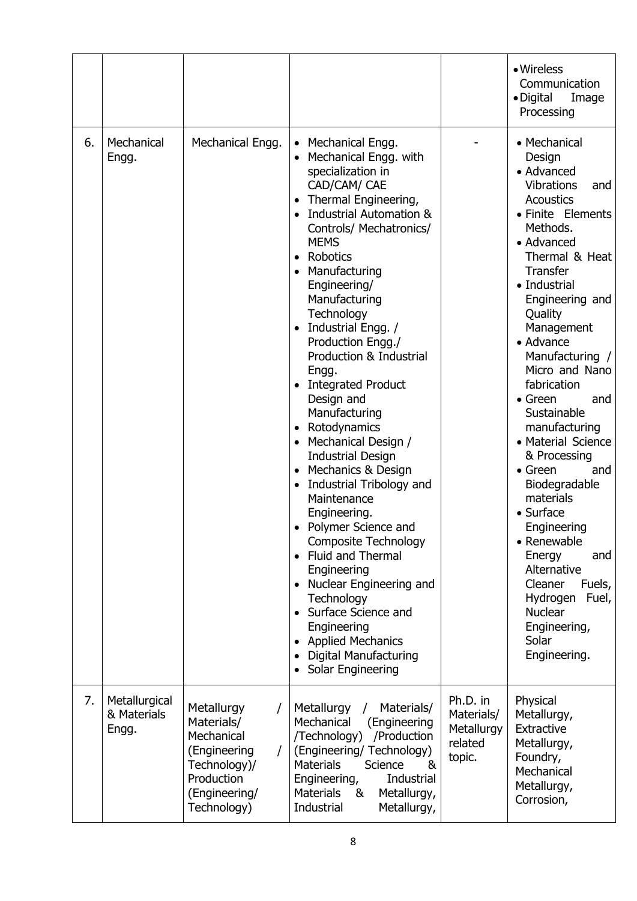| | | | | | |
|---|---|---|---|---|---|
| | | | | | • Wireless Communication<br>• Digital Image Processing |
| 6. | Mechanical Engg. | Mechanical Engg. | • Mechanical Engg.<br>• Mechanical Engg. with specialization in CAD/CAM/ CAE<br>• Thermal Engineering,<br>• Industrial Automation & Controls/ Mechatronics/ MEMS<br>• Robotics<br>• Manufacturing Engineering/ Manufacturing Technology<br>• Industrial Engg. / Production Engg./ Production & Industrial Engg.<br>• Integrated Product Design and Manufacturing<br>• Rotodynamics<br>• Mechanical Design / Industrial Design<br>• Mechanics & Design<br>• Industrial Tribology and Maintenance Engineering.<br>• Polymer Science and Composite Technology<br>• Fluid and Thermal Engineering<br>• Nuclear Engineering and Technology<br>• Surface Science and Engineering<br>• Applied Mechanics<br>• Digital Manufacturing<br>• Solar Engineering | - | • Mechanical Design<br>• Advanced Vibrations and Acoustics<br>• Finite Elements Methods.<br>• Advanced Thermal & Heat Transfer<br>• Industrial Engineering and Quality Management<br>• Advance Manufacturing / Micro and Nano fabrication<br>• Green and Sustainable manufacturing<br>• Material Science & Processing<br>• Green and Biodegradable materials<br>• Surface Engineering<br>• Renewable Energy and Alternative Cleaner Fuels, Hydrogen Fuel, Nuclear Engineering, Solar Engineering. |
| 7. | Metallurgical & Materials Engg. | Metallurgy / Materials/ Mechanical (Engineering / Technology)/ Production (Engineering/ Technology) | Metallurgy / Materials/ Mechanical (Engineering /Technology) /Production (Engineering/ Technology) Materials Science & Engineering, Industrial Materials & Metallurgy, Industrial Metallurgy, | Ph.D. in Materials/ Metallurgy related topic. | Physical Metallurgy, Extractive Metallurgy, Foundry, Mechanical Metallurgy, Corrosion, |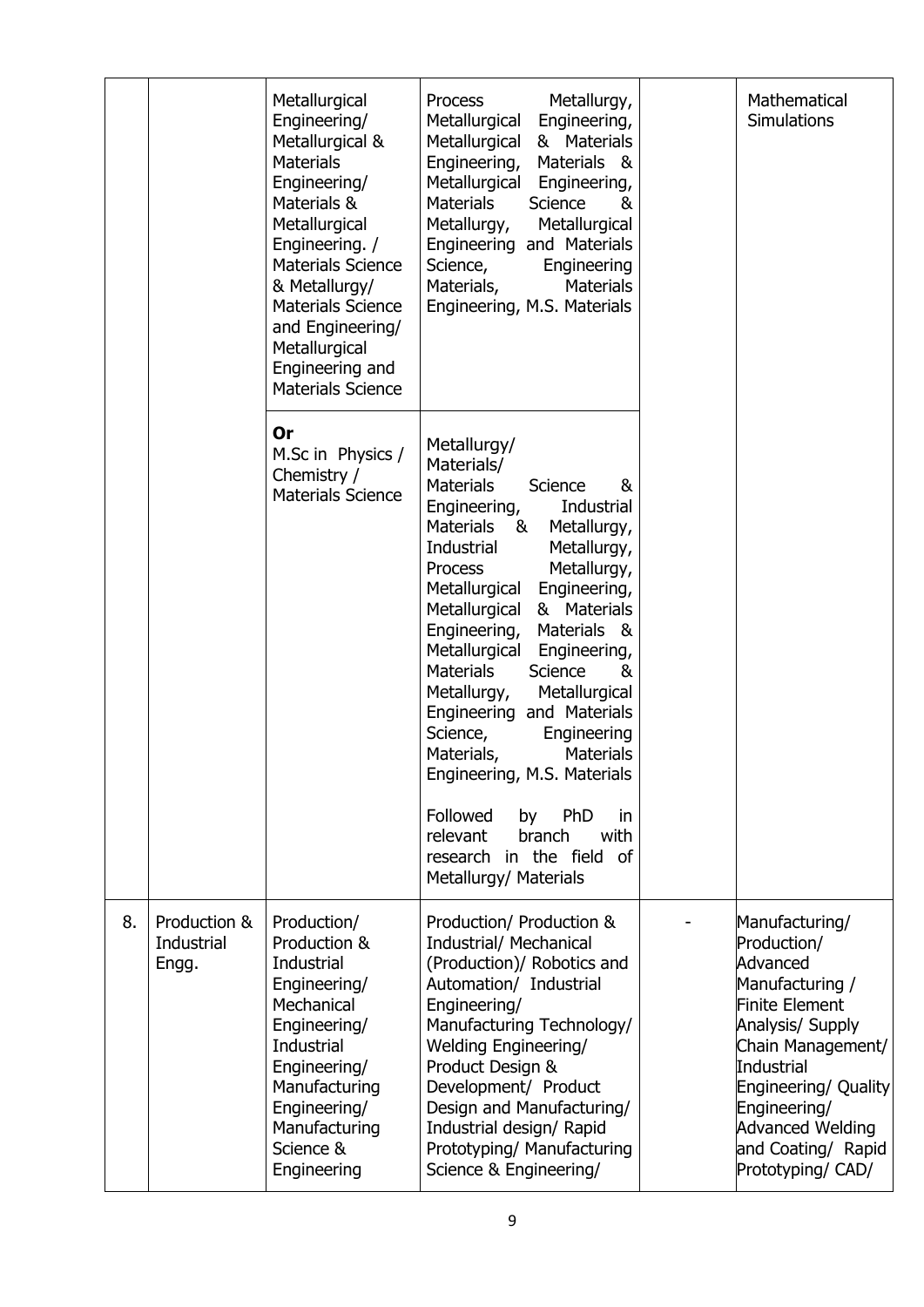| | | | | | |
|---|---|---|---|---|---|
| | | Metallurgical Engineering/ Metallurgical & Materials Engineering/ Materials & Metallurgical Engineering. / Materials Science & Metallurgy/ Materials Science and Engineering/ Metallurgical Engineering and Materials Science | Process Metallurgy, Metallurgical Engineering, Metallurgical & Materials Engineering, Materials & Metallurgical Engineering, Materials Science & Metallurgy, Metallurgical Engineering and Materials Science, Engineering Materials, Materials Engineering, M.S. Materials | | Mathematical Simulations |
| | | **Or** M.Sc in Physics / Chemistry / Materials Science | Metallurgy/ Materials/ Materials Science & Engineering, Industrial Materials & Metallurgy, Industrial Metallurgy, Process Metallurgy, Metallurgical Engineering, Metallurgical & Materials Engineering, Materials & Metallurgical Engineering, Materials Science & Metallurgy, Metallurgical Engineering and Materials Science, Engineering Materials, Materials Engineering, M.S. Materials<br><br>Followed by PhD in relevant branch with research in the field of Metallurgy/ Materials | | |
| 8. | Production & Industrial Engg. | Production/ Production & Industrial Engineering/ Mechanical Engineering/ Industrial Engineering/ Manufacturing Engineering/ Manufacturing Science & Engineering | Production/ Production & Industrial/ Mechanical (Production)/ Robotics and Automation/ Industrial Engineering/ Manufacturing Technology/ Welding Engineering/ Product Design & Development/ Product Design and Manufacturing/ Industrial design/ Rapid Prototyping/ Manufacturing Science & Engineering/ | - | Manufacturing/ Production/ Advanced Manufacturing / Finite Element Analysis/ Supply Chain Management/ Industrial Engineering/ Quality Engineering/ Advanced Welding and Coating/ Rapid Prototyping/ CAD/ |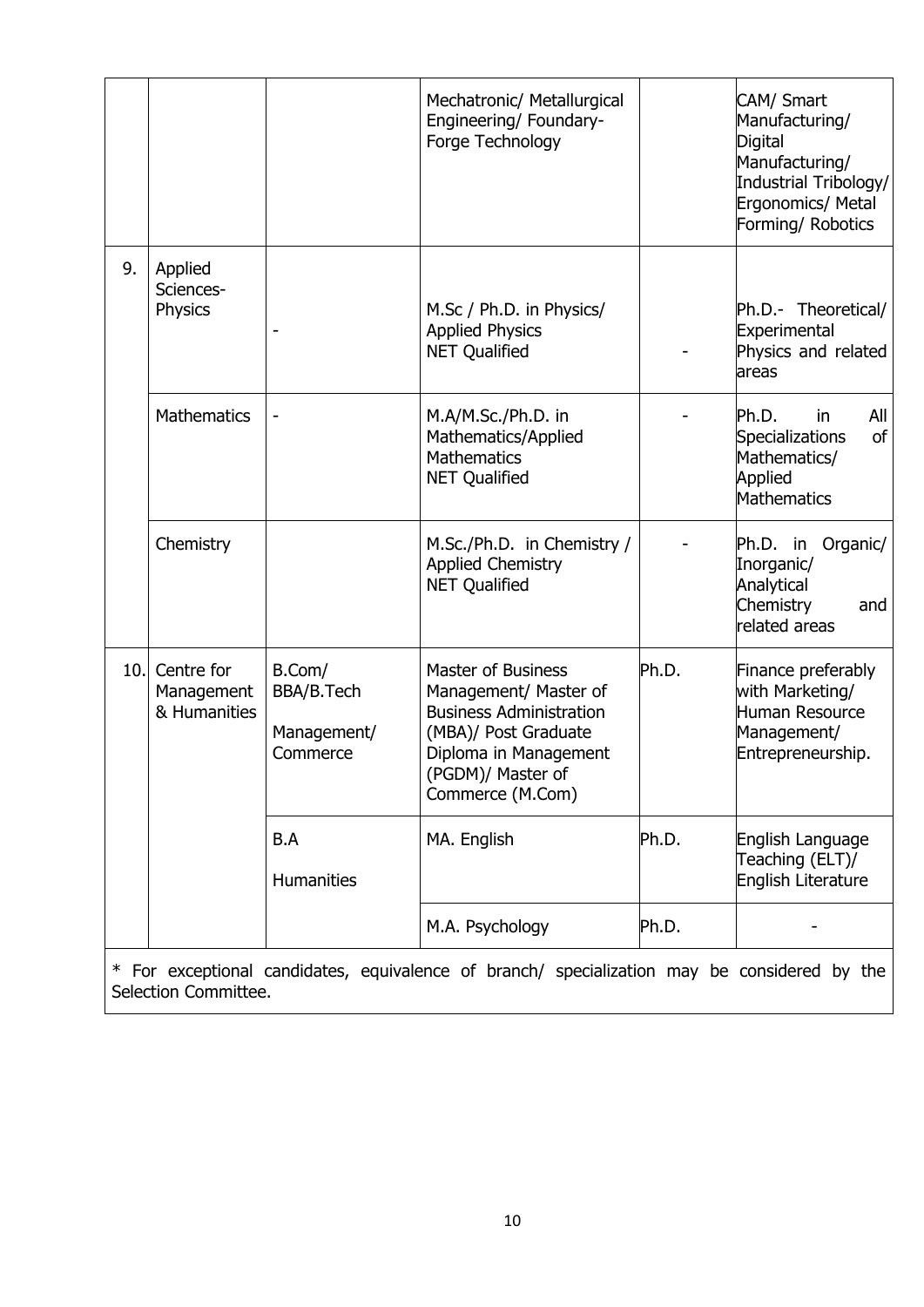| | | | Mechatronic/ Metallurgical Engineering/ Foundary-Forge Technology | | CAM/ Smart Manufacturing/ Digital Manufacturing/ Industrial Tribology/ Ergonomics/ Metal Forming/ Robotics |
|---|---|---|---|---|---|
| 9. | Applied Sciences-Physics | - | M.Sc / Ph.D. in Physics/ Applied Physics NET Qualified | - | Ph.D.- Theoretical/ Experimental Physics and related areas |
| | Mathematics | - | M.A/M.Sc./Ph.D. in Mathematics/Applied Mathematics NET Qualified | - | Ph.D. in All Specializations of Mathematics/ Applied Mathematics |
| | Chemistry | | M.Sc./Ph.D. in Chemistry / Applied Chemistry NET Qualified | - | Ph.D. in Organic/ Inorganic/ Analytical Chemistry and related areas |
| 10. | Centre for Management & Humanities | B.Com/ BBA/B.Tech Management/ Commerce | Master of Business Management/ Master of Business Administration (MBA)/ Post Graduate Diploma in Management (PGDM)/ Master of Commerce (M.Com) | Ph.D. | Finance preferably with Marketing/ Human Resource Management/ Entrepreneurship. |
| | | B.A Humanities | MA. English | Ph.D. | English Language Teaching (ELT)/ English Literature |
| | | | M.A. Psychology | Ph.D. | - |
| * For exceptional candidates, equivalence of branch/ specialization may be considered by the Selection Committee. | | | | | |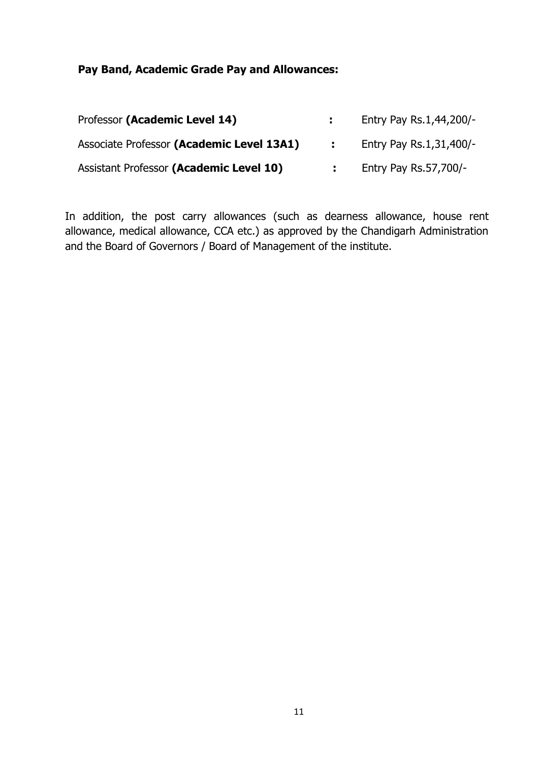**Pay Band, Academic Grade Pay and Allowances:**

| | | |
|---|---|---|
| Professor **(Academic Level 14)** | : | Entry Pay Rs.1,44,200/- |
| Associate Professor **(Academic Level 13A1)** | : | Entry Pay Rs.1,31,400/- |
| Assistant Professor **(Academic Level 10)** | : | Entry Pay Rs.57,700/- |

In addition, the post carry allowances (such as dearness allowance, house rent allowance, medical allowance, CCA etc.) as approved by the Chandigarh Administration and the Board of Governors / Board of Management of the institute.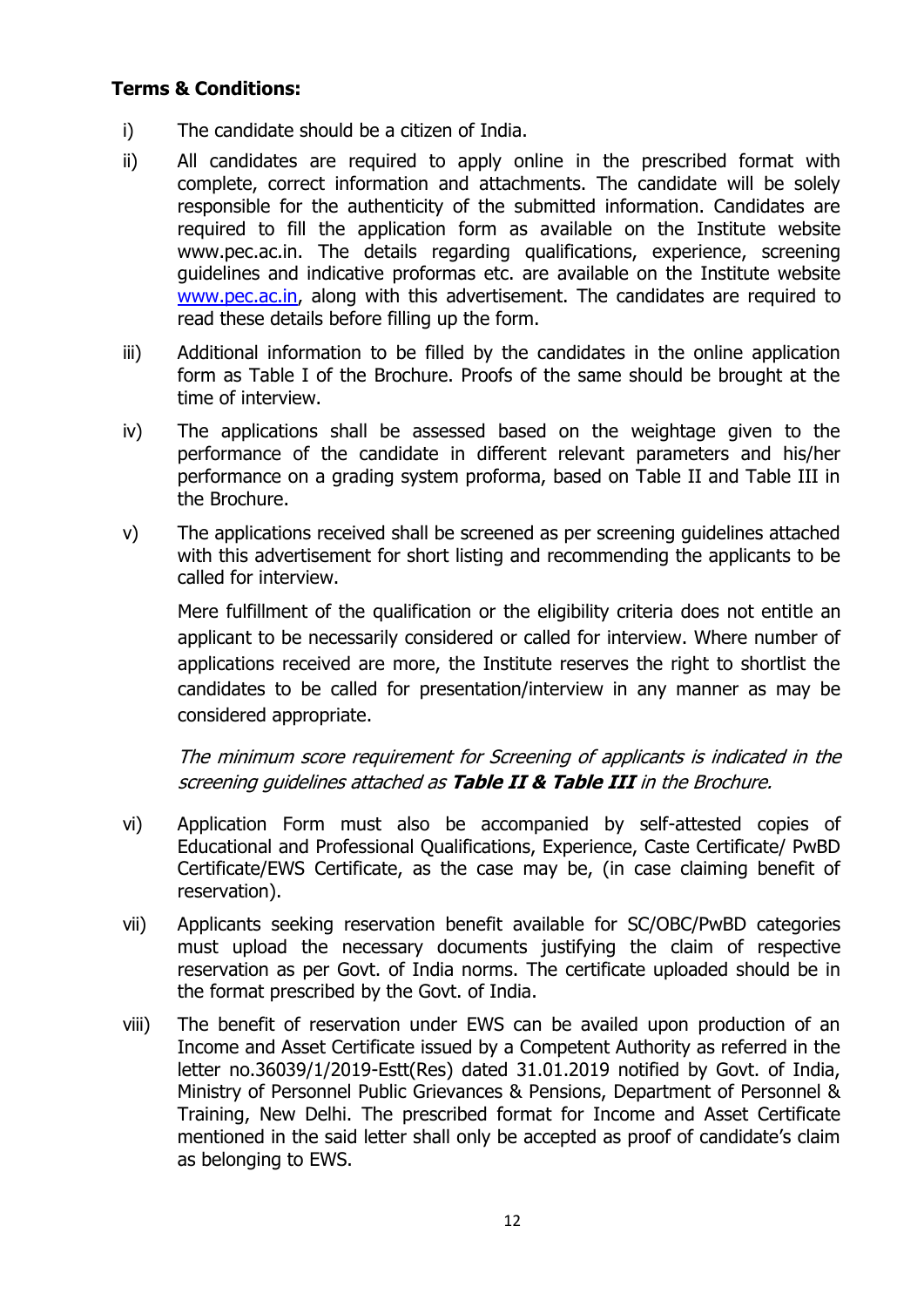**Terms & Conditions:**

i) The candidate should be a citizen of India.

ii) All candidates are required to apply online in the prescribed format with complete, correct information and attachments. The candidate will be solely responsible for the authenticity of the submitted information. Candidates are required to fill the application form as available on the Institute website www.pec.ac.in. The details regarding qualifications, experience, screening guidelines and indicative proformas etc. are available on the Institute website [www.pec.ac.in](www.pec.ac.in), along with this advertisement. The candidates are required to read these details before filling up the form.

iii) Additional information to be filled by the candidates in the online application form as Table I of the Brochure. Proofs of the same should be brought at the time of interview.

iv) The applications shall be assessed based on the weightage given to the performance of the candidate in different relevant parameters and his/her performance on a grading system proforma, based on Table II and Table III in the Brochure.

v) The applications received shall be screened as per screening guidelines attached with this advertisement for short listing and recommending the applicants to be called for interview.

Mere fulfillment of the qualification or the eligibility criteria does not entitle an applicant to be necessarily considered or called for interview. Where number of applications received are more, the Institute reserves the right to shortlist the candidates to be called for presentation/interview in any manner as may be considered appropriate.

*The minimum score requirement for Screening of applicants is indicated in the screening guidelines attached as **Table II & Table III** in the Brochure.*

vi) Application Form must also be accompanied by self-attested copies of Educational and Professional Qualifications, Experience, Caste Certificate/ PwBD Certificate/EWS Certificate, as the case may be, (in case claiming benefit of reservation).

vii) Applicants seeking reservation benefit available for SC/OBC/PwBD categories must upload the necessary documents justifying the claim of respective reservation as per Govt. of India norms. The certificate uploaded should be in the format prescribed by the Govt. of India.

viii) The benefit of reservation under EWS can be availed upon production of an Income and Asset Certificate issued by a Competent Authority as referred in the letter no.36039/1/2019-Estt(Res) dated 31.01.2019 notified by Govt. of India, Ministry of Personnel Public Grievances & Pensions, Department of Personnel & Training, New Delhi. The prescribed format for Income and Asset Certificate mentioned in the said letter shall only be accepted as proof of candidate's claim as belonging to EWS.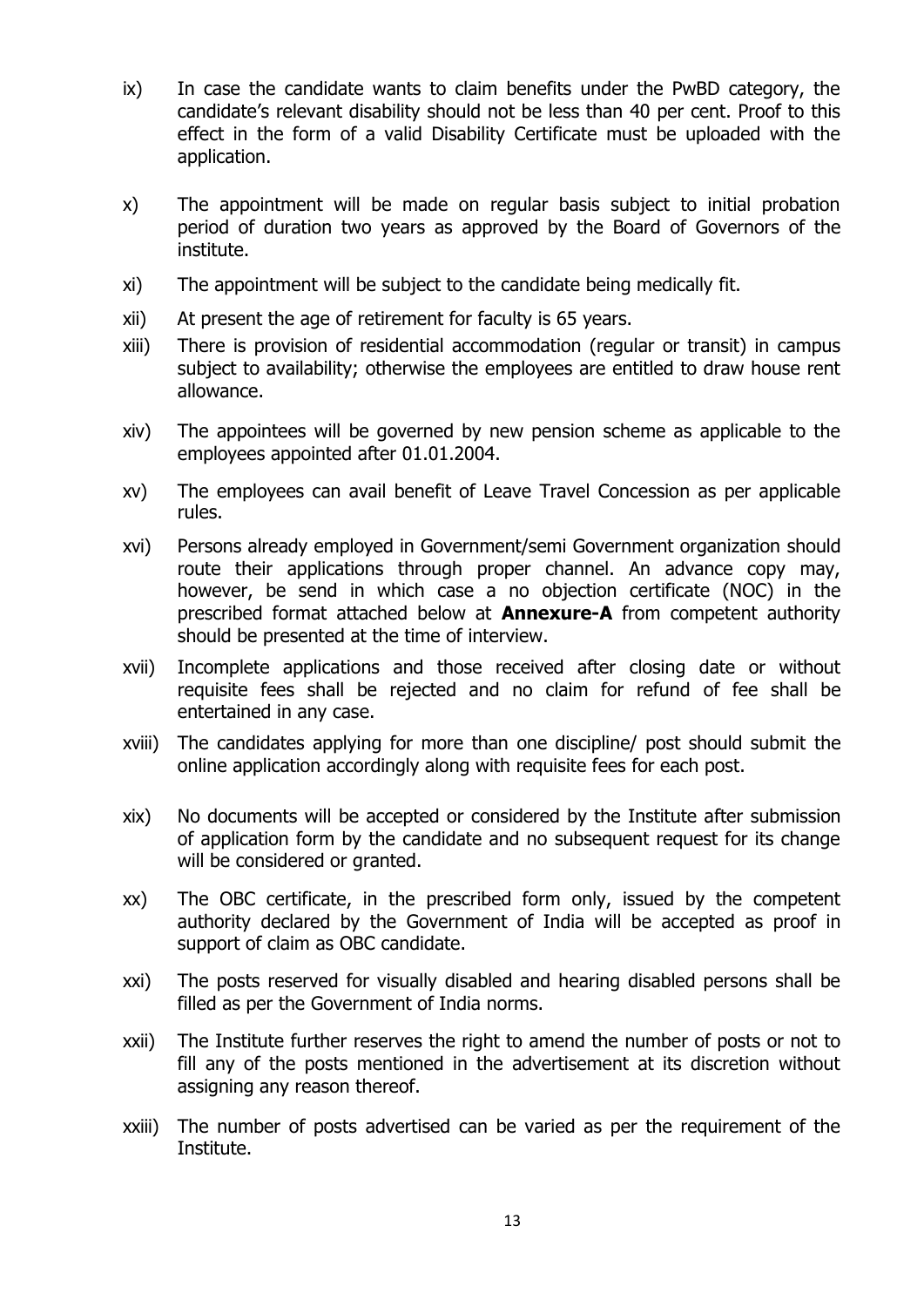ix) In case the candidate wants to claim benefits under the PwBD category, the candidate's relevant disability should not be less than 40 per cent. Proof to this effect in the form of a valid Disability Certificate must be uploaded with the application.

x) The appointment will be made on regular basis subject to initial probation period of duration two years as approved by the Board of Governors of the institute.

xi) The appointment will be subject to the candidate being medically fit.

xii) At present the age of retirement for faculty is 65 years.

xiii) There is provision of residential accommodation (regular or transit) in campus subject to availability; otherwise the employees are entitled to draw house rent allowance.

xiv) The appointees will be governed by new pension scheme as applicable to the employees appointed after 01.01.2004.

xv) The employees can avail benefit of Leave Travel Concession as per applicable rules.

xvi) Persons already employed in Government/semi Government organization should route their applications through proper channel. An advance copy may, however, be send in which case a no objection certificate (NOC) in the prescribed format attached below at **Annexure-A** from competent authority should be presented at the time of interview.

xvii) Incomplete applications and those received after closing date or without requisite fees shall be rejected and no claim for refund of fee shall be entertained in any case.

xviii) The candidates applying for more than one discipline/ post should submit the online application accordingly along with requisite fees for each post.

xix) No documents will be accepted or considered by the Institute after submission of application form by the candidate and no subsequent request for its change will be considered or granted.

xx) The OBC certificate, in the prescribed form only, issued by the competent authority declared by the Government of India will be accepted as proof in support of claim as OBC candidate.

xxi) The posts reserved for visually disabled and hearing disabled persons shall be filled as per the Government of India norms.

xxii) The Institute further reserves the right to amend the number of posts or not to fill any of the posts mentioned in the advertisement at its discretion without assigning any reason thereof.

xxiii) The number of posts advertised can be varied as per the requirement of the Institute.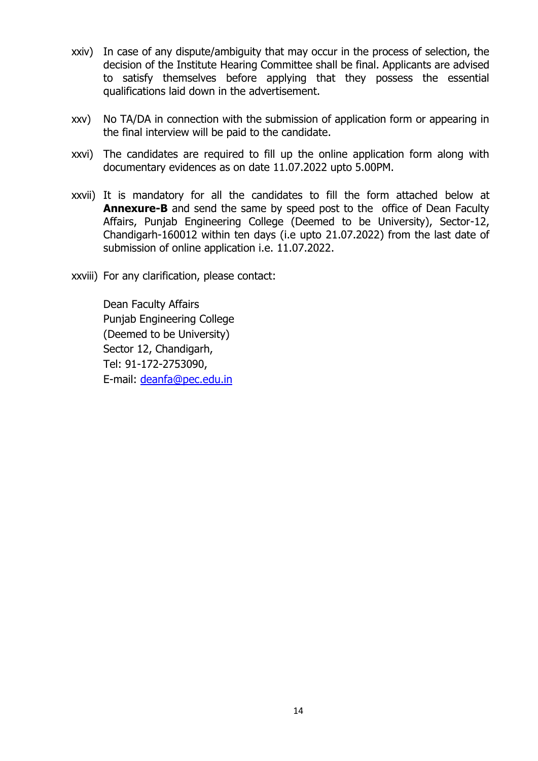xxiv) In case of any dispute/ambiguity that may occur in the process of selection, the decision of the Institute Hearing Committee shall be final. Applicants are advised to satisfy themselves before applying that they possess the essential qualifications laid down in the advertisement.

xxv) No TA/DA in connection with the submission of application form or appearing in the final interview will be paid to the candidate.

xxvi) The candidates are required to fill up the online application form along with documentary evidences as on date 11.07.2022 upto 5.00PM.

xxvii) It is mandatory for all the candidates to fill the form attached below at **Annexure-B** and send the same by speed post to the office of Dean Faculty Affairs, Punjab Engineering College (Deemed to be University), Sector-12, Chandigarh-160012 within ten days (i.e upto 21.07.2022) from the last date of submission of online application i.e. 11.07.2022.

xxviii) For any clarification, please contact:

Dean Faculty Affairs
Punjab Engineering College
(Deemed to be University)
Sector 12, Chandigarh,
Tel: 91-172-2753090,
E-mail: deanfa@pec.edu.in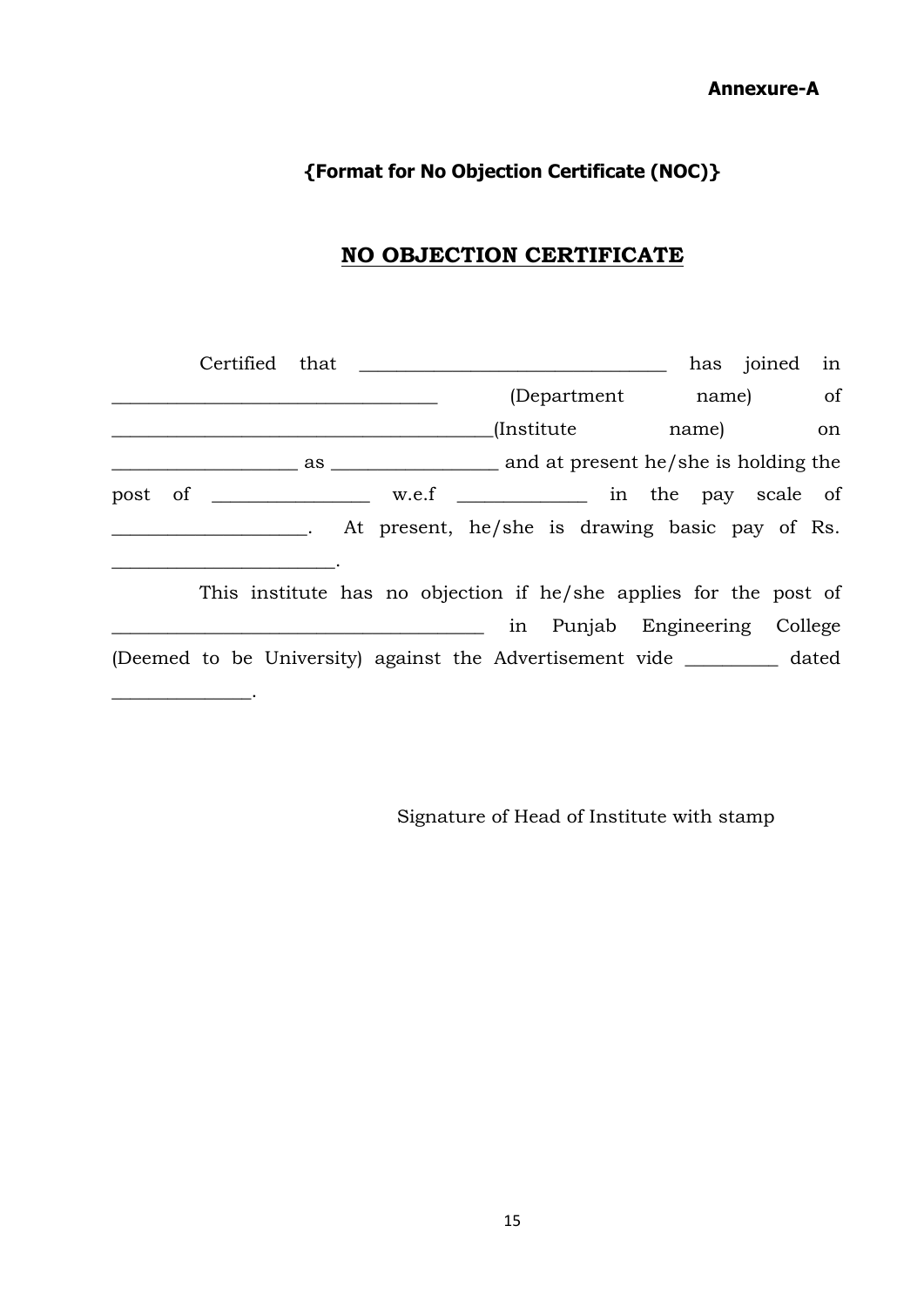**Annexure-A**

**{Format for No Objection Certificate (NOC)}**

## NO OBJECTION CERTIFICATE

Certified that ________________________________ has joined in __________________________________ (Department name) of ________________________________________(Institute name) on __________________ as ________________ and at present he/she is holding the post of _______________ w.e.f _____________ in the pay scale of ___________________. At present, he/she is drawing basic pay of Rs. _______________________.

This institute has no objection if he/she applies for the post of _______________________________________ in Punjab Engineering College (Deemed to be University) against the Advertisement vide _________ dated ______________.

Signature of Head of Institute with stamp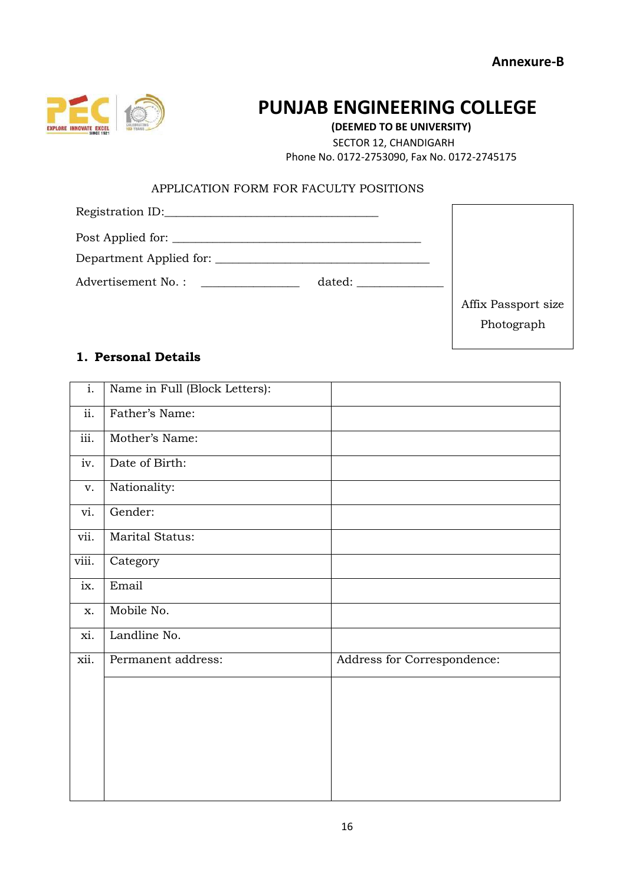**Annexure-B**

# PUNJAB ENGINEERING COLLEGE

**(DEEMED TO BE UNIVERSITY)**

SECTOR 12, CHANDIGARH

Phone No. 0172-2753090, Fax No. 0172-2745175

APPLICATION FORM FOR FACULTY POSITIONS

Registration ID:___________________________________

Post Applied for: _________________________________________

Department Applied for: ___________________________________

Advertisement No. : ________________ dated: ______________

Affix Passport size Photograph

## 1. Personal Details

| | | |
|---|---|---|
| i. | Name in Full (Block Letters): | |
| ii. | Father's Name: | |
| iii. | Mother's Name: | |
| iv. | Date of Birth: | |
| v. | Nationality: | |
| vi. | Gender: | |
| vii. | Marital Status: | |
| viii. | Category | |
| ix. | Email | |
| x. | Mobile No. | |
| xi. | Landline No. | |
| xii. | Permanent address: | Address for Correspondence: |
| | | |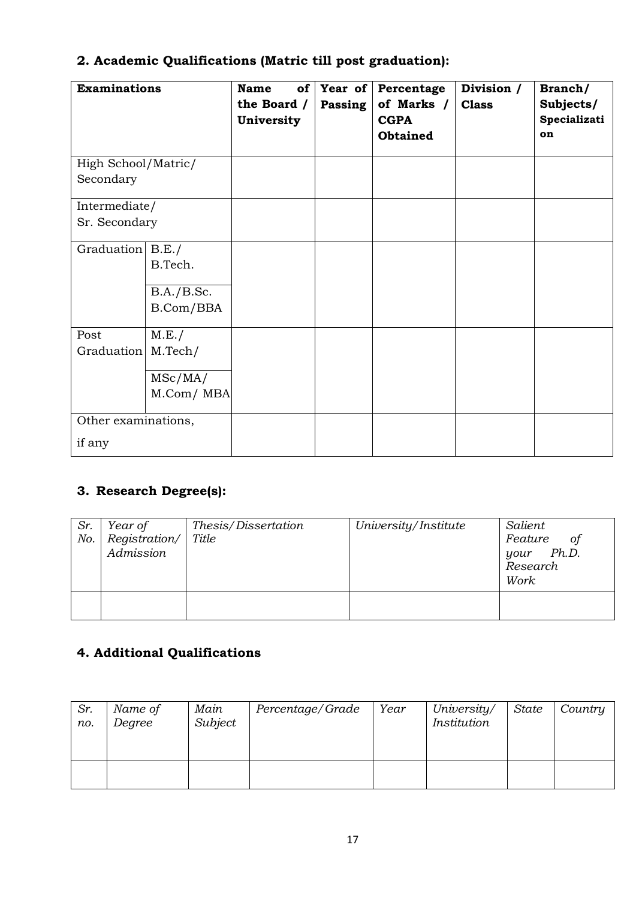## 2. Academic Qualifications (Matric till post graduation):

| **Examinations** | | **Name of the Board / University** | **Year of Passing** | **Percentage of Marks / CGPA Obtained** | **Division / Class** | **Branch/ Subjects/ Specialization** |
|---|---|---|---|---|---|---|
| High School/Matric/ Secondary | | | | | | |
| Intermediate/ Sr. Secondary | | | | | | |
| Graduation | B.E./ B.Tech. | | | | | |
| | B.A./B.Sc. B.Com/BBA | | | | | |
| Post Graduation | M.E./ M.Tech/ | | | | | |
| | MSc/MA/ M.Com/ MBA | | | | | |
| Other examinations, if any | | | | | | |

## 3. Research Degree(s):

| *Sr. No.* | *Year of Registration/ Admission* | *Thesis/Dissertation Title* | *University/Institute* | *Salient Feature of your Ph.D. Research Work* |
|---|---|---|---|---|
| | | | | |

## 4. Additional Qualifications

| *Sr. no.* | *Name of Degree* | *Main Subject* | *Percentage/Grade* | *Year* | *University/ Institution* | *State* | *Country* |
|---|---|---|---|---|---|---|---|
| | | | | | | | |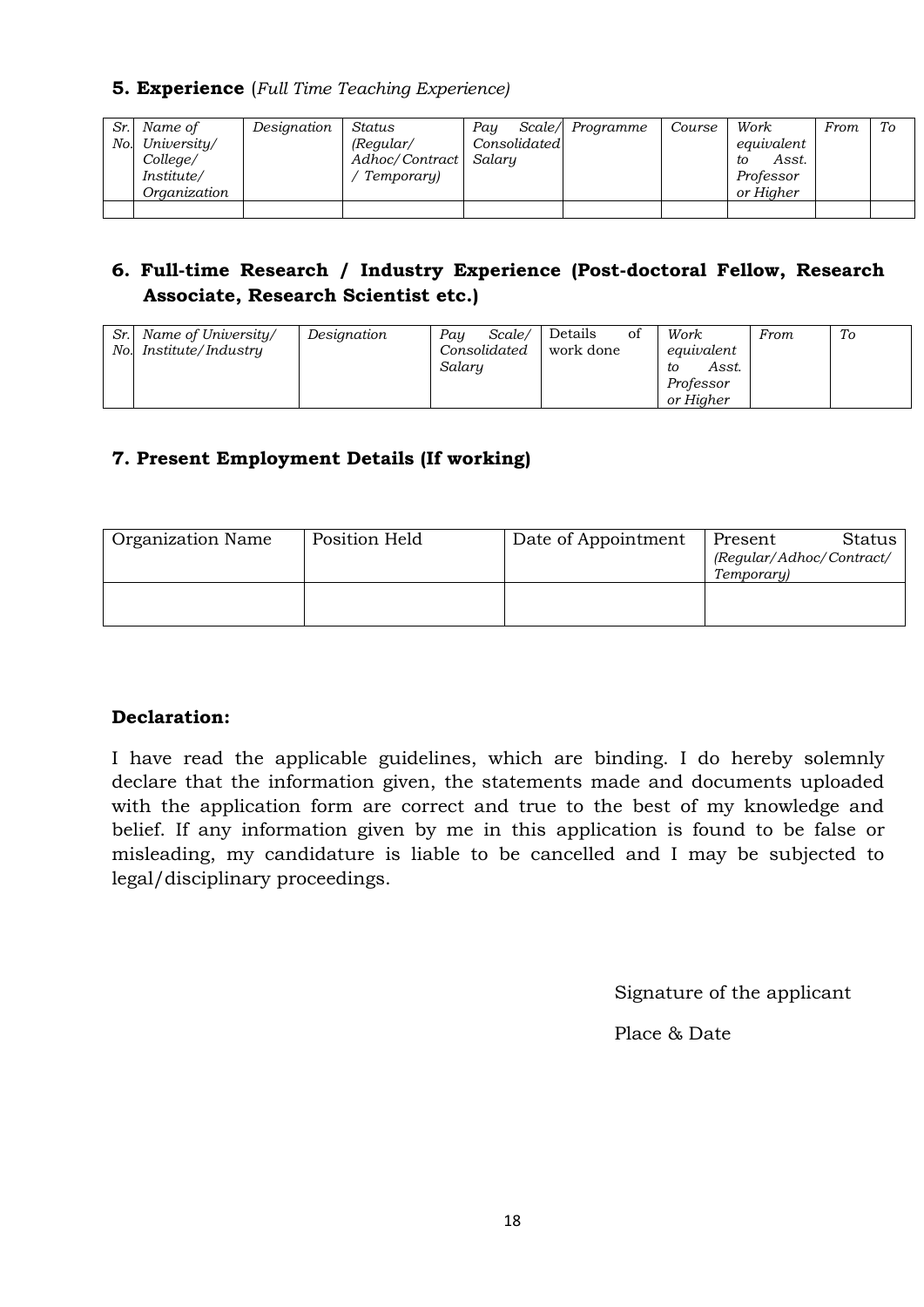### 5. Experience (*Full Time Teaching Experience)*

| *Sr. No.* | *Name of University/ College/ Institute/ Organization* | *Designation* | *Status (Regular/ Adhoc/Contract / Temporary)* | *Pay Scale/ Consolidated Salary* | *Programme* | *Course* | *Work equivalent to Asst. Professor or Higher* | *From* | *To* |
|---|---|---|---|---|---|---|---|---|---|
| | | | | | | | | | |

### 6. Full-time Research / Industry Experience (Post-doctoral Fellow, Research Associate, Research Scientist etc.)

| *Sr. No.* | *Name of University/ Institute/Industry* | *Designation* | *Pay Scale/ Consolidated Salary* | Details of work done | *Work equivalent to Asst. Professor or Higher* | *From* | *To* |
|---|---|---|---|---|---|---|---|

### 7. Present Employment Details (If working)

| Organization Name | Position Held | Date of Appointment | Present Status *(Regular/Adhoc/Contract/ Temporary)* |
|---|---|---|---|
| | | | |

**Declaration:**

I have read the applicable guidelines, which are binding. I do hereby solemnly declare that the information given, the statements made and documents uploaded with the application form are correct and true to the best of my knowledge and belief. If any information given by me in this application is found to be false or misleading, my candidature is liable to be cancelled and I may be subjected to legal/disciplinary proceedings.

Signature of the applicant

Place & Date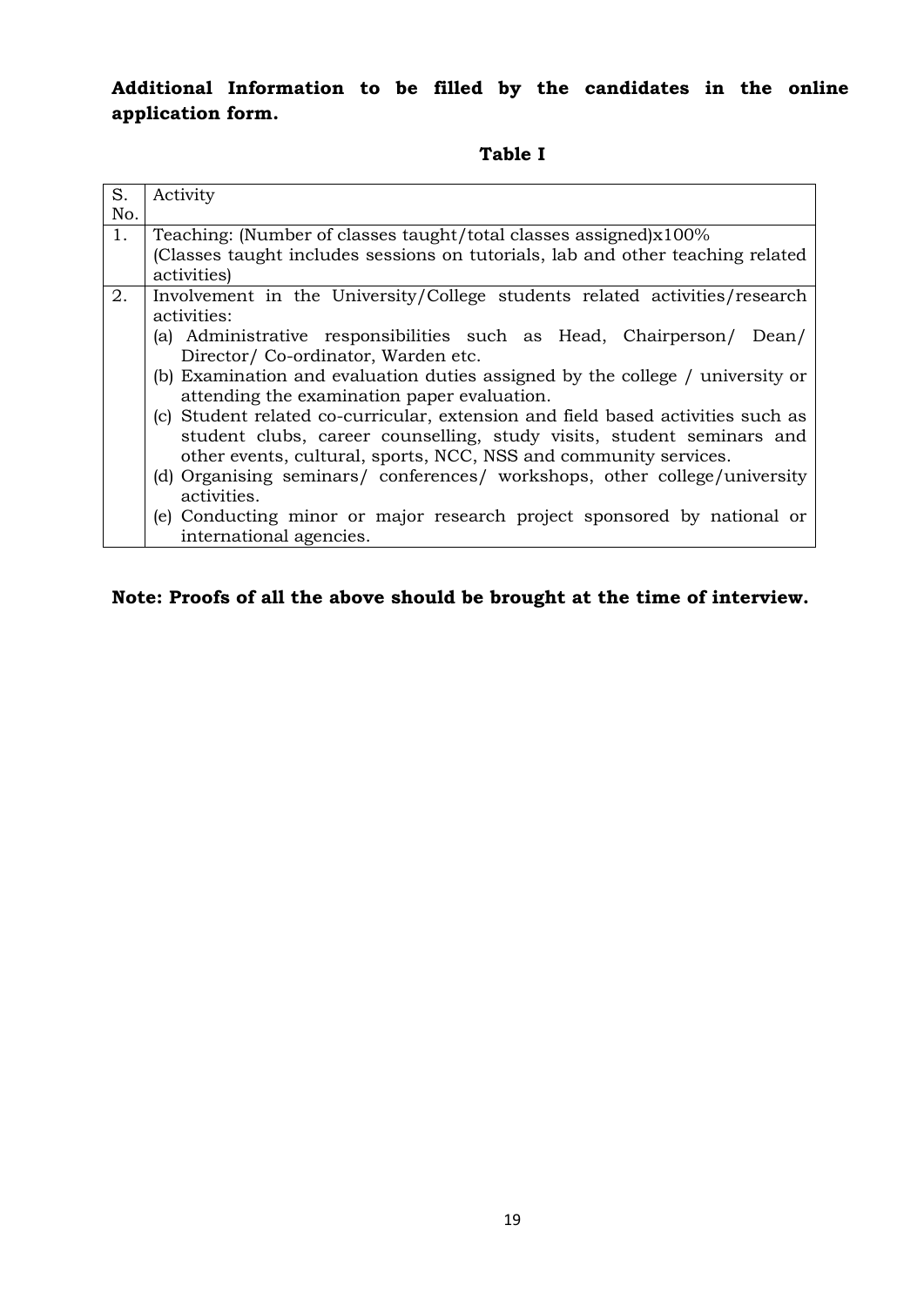**Additional Information to be filled by the candidates in the online application form.**

**Table I**

| S. No. | Activity |
|---|---|
| 1. | Teaching: (Number of classes taught/total classes assigned)x100%<br>(Classes taught includes sessions on tutorials, lab and other teaching related activities) |
| 2. | Involvement in the University/College students related activities/research activities:<br>(a) Administrative responsibilities such as Head, Chairperson/ Dean/ Director/ Co-ordinator, Warden etc.<br>(b) Examination and evaluation duties assigned by the college / university or attending the examination paper evaluation.<br>(c) Student related co-curricular, extension and field based activities such as student clubs, career counselling, study visits, student seminars and other events, cultural, sports, NCC, NSS and community services.<br>(d) Organising seminars/ conferences/ workshops, other college/university activities.<br>(e) Conducting minor or major research project sponsored by national or international agencies. |

**Note: Proofs of all the above should be brought at the time of interview.**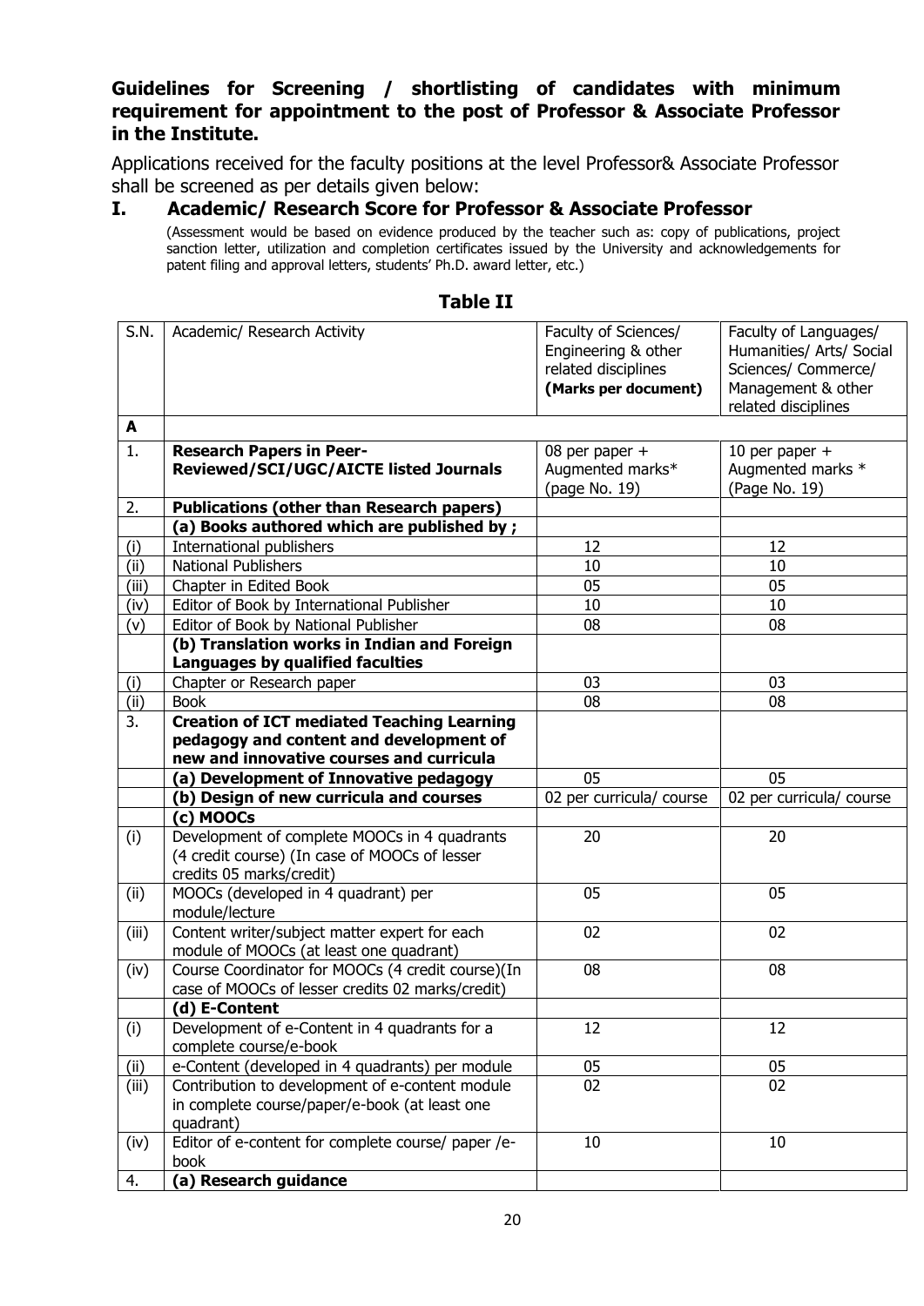**Guidelines for Screening / shortlisting of candidates with minimum requirement for appointment to the post of Professor & Associate Professor in the Institute.**

Applications received for the faculty positions at the level Professor& Associate Professor shall be screened as per details given below:

## I. Academic/ Research Score for Professor & Associate Professor

(Assessment would be based on evidence produced by the teacher such as: copy of publications, project sanction letter, utilization and completion certificates issued by the University and acknowledgements for patent filing and approval letters, students' Ph.D. award letter, etc.)

### Table II

| S.N. | Academic/ Research Activity | Faculty of Sciences/ Engineering & other related disciplines **(Marks per document)** | Faculty of Languages/ Humanities/ Arts/ Social Sciences/ Commerce/ Management & other related disciplines |
|---|---|---|---|
| **A** | | | |
| 1. | **Research Papers in Peer-Reviewed/SCI/UGC/AICTE listed Journals** | 08 per paper + Augmented marks* (page No. 19) | 10 per paper + Augmented marks * (Page No. 19) |
| 2. | **Publications (other than Research papers)** | | |
| | **(a) Books authored which are published by ;** | | |
| (i) | International publishers | 12 | 12 |
| (ii) | National Publishers | 10 | 10 |
| (iii) | Chapter in Edited Book | 05 | 05 |
| (iv) | Editor of Book by International Publisher | 10 | 10 |
| (v) | Editor of Book by National Publisher | 08 | 08 |
| | **(b) Translation works in Indian and Foreign Languages by qualified faculties** | | |
| (i) | Chapter or Research paper | 03 | 03 |
| (ii) | Book | 08 | 08 |
| 3. | **Creation of ICT mediated Teaching Learning pedagogy and content and development of new and innovative courses and curricula** | | |
| | **(a) Development of Innovative pedagogy** | 05 | 05 |
| | **(b) Design of new curricula and courses** | 02 per curricula/ course | 02 per curricula/ course |
| | **(c) MOOCs** | | |
| (i) | Development of complete MOOCs in 4 quadrants (4 credit course) (In case of MOOCs of lesser credits 05 marks/credit) | 20 | 20 |
| (ii) | MOOCs (developed in 4 quadrant) per module/lecture | 05 | 05 |
| (iii) | Content writer/subject matter expert for each module of MOOCs (at least one quadrant) | 02 | 02 |
| (iv) | Course Coordinator for MOOCs (4 credit course)(In case of MOOCs of lesser credits 02 marks/credit) | 08 | 08 |
| | **(d) E-Content** | | |
| (i) | Development of e-Content in 4 quadrants for a complete course/e-book | 12 | 12 |
| (ii) | e-Content (developed in 4 quadrants) per module | 05 | 05 |
| (iii) | Contribution to development of e-content module in complete course/paper/e-book (at least one quadrant) | 02 | 02 |
| (iv) | Editor of e-content for complete course/ paper /e-book | 10 | 10 |
| 4. | **(a) Research guidance** | | |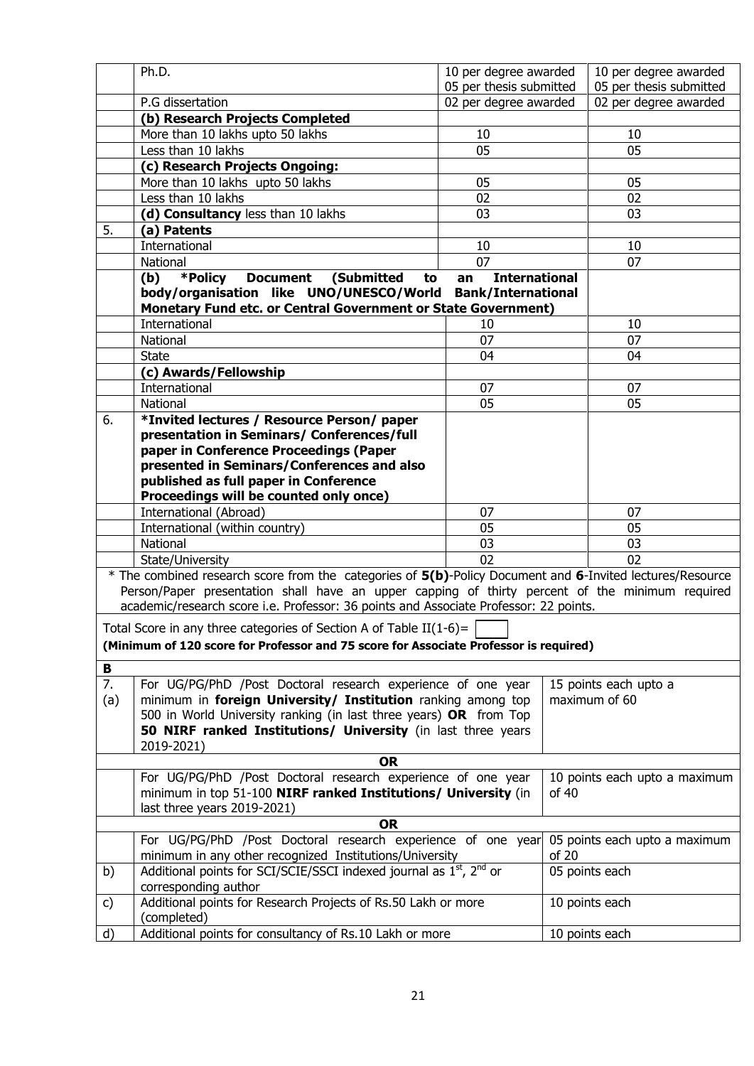| | Ph.D. | 10 per degree awarded<br>05 per thesis submitted | 10 per degree awarded<br>05 per thesis submitted |
|---|---|---|---|
| | P.G dissertation | 02 per degree awarded | 02 per degree awarded |
| | **(b) Research Projects Completed** | | |
| | More than 10 lakhs upto 50 lakhs | 10 | 10 |
| | Less than 10 lakhs | 05 | 05 |
| | **(c) Research Projects Ongoing:** | | |
| | More than 10 lakhs upto 50 lakhs | 05 | 05 |
| | Less than 10 lakhs | 02 | 02 |
| | **(d) Consultancy** less than 10 lakhs | 03 | 03 |
| 5. | **(a) Patents** | | |
| | International | 10 | 10 |
| | National | 07 | 07 |
| | **(b) *Policy Document (Submitted to an International body/organisation like UNO/UNESCO/World Bank/International Monetary Fund etc. or Central Government or State Government)** | | |
| | International | 10 | 10 |
| | National | 07 | 07 |
| | State | 04 | 04 |
| | **(c) Awards/Fellowship** | | |
| | International | 07 | 07 |
| | National | 05 | 05 |
| 6. | **\*Invited lectures / Resource Person/ paper presentation in Seminars/ Conferences/full paper in Conference Proceedings (Paper presented in Seminars/Conferences and also published as full paper in Conference Proceedings will be counted only once)** | | |
| | International (Abroad) | 07 | 07 |
| | International (within country) | 05 | 05 |
| | National | 03 | 03 |
| | State/University | 02 | 02 |

\* The combined research score from the categories of **5(b)**-Policy Document and **6**-Invited lectures/Resource Person/Paper presentation shall have an upper capping of thirty percent of the minimum required academic/research score i.e. Professor: 36 points and Associate Professor: 22 points.

Total Score in any three categories of Section A of Table II(1-6)= [ ]

**(Minimum of 120 score for Professor and 75 score for Associate Professor is required)**

| **B** | | |
|---|---|---|
| 7. (a) | For UG/PG/PhD /Post Doctoral research experience of one year minimum in **foreign University/ Institution** ranking among top 500 in World University ranking (in last three years) **OR** from Top **50 NIRF ranked Institutions/ University** (in last three years 2019-2021) | 15 points each upto a maximum of 60 |
| | **OR** | |
| | For UG/PG/PhD /Post Doctoral research experience of one year minimum in top 51-100 **NIRF ranked Institutions/ University** (in last three years 2019-2021) | 10 points each upto a maximum of 40 |
| | **OR** | |
| | For UG/PG/PhD /Post Doctoral research experience of one year minimum in any other recognized Institutions/University | 05 points each upto a maximum of 20 |
| b) | Additional points for SCI/SCIE/SSCI indexed journal as 1st, 2nd or corresponding author | 05 points each |
| c) | Additional points for Research Projects of Rs.50 Lakh or more (completed) | 10 points each |
| d) | Additional points for consultancy of Rs.10 Lakh or more | 10 points each |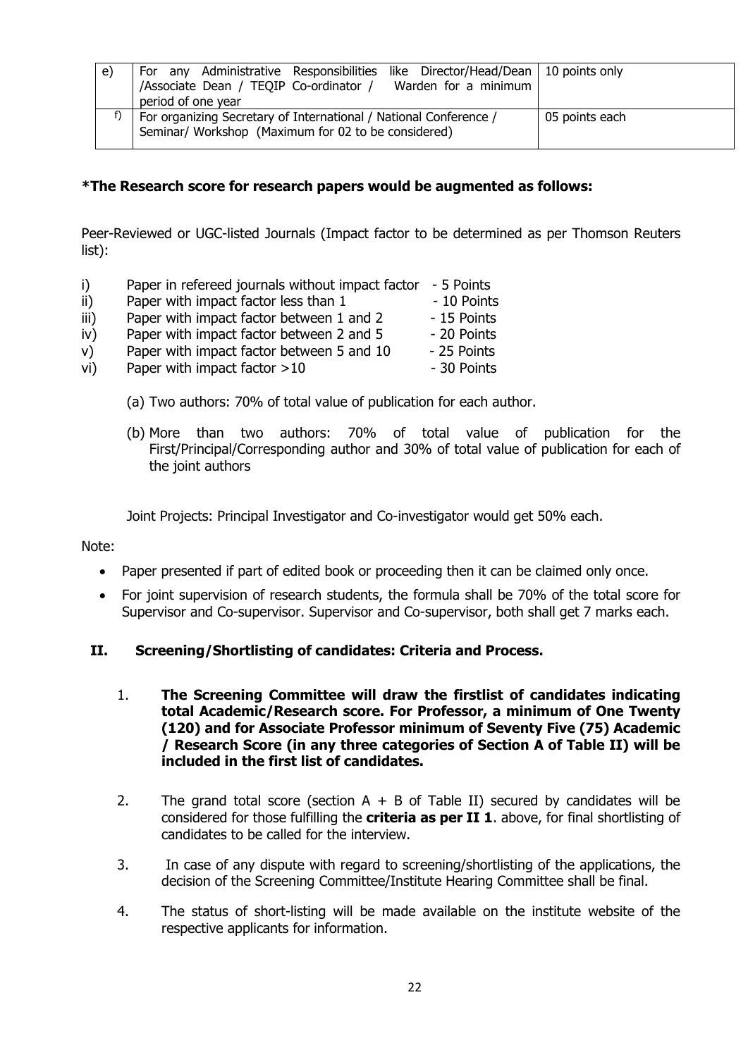| e) | For any Administrative Responsibilities like Director/Head/Dean /Associate Dean / TEQIP Co-ordinator / Warden for a minimum period of one year | 10 points only |
|---|---|---|
| f) | For organizing Secretary of International / National Conference / Seminar/ Workshop (Maximum for 02 to be considered) | 05 points each |

**\*The Research score for research papers would be augmented as follows:**

Peer-Reviewed or UGC-listed Journals (Impact factor to be determined as per Thomson Reuters list):

- i) Paper in refereed journals without impact factor - 5 Points
- ii) Paper with impact factor less than 1 - 10 Points
- iii) Paper with impact factor between 1 and 2 - 15 Points
- iv) Paper with impact factor between 2 and 5 - 20 Points
- v) Paper with impact factor between 5 and 10 - 25 Points
- vi) Paper with impact factor >10 - 30 Points

(a) Two authors: 70% of total value of publication for each author.

(b) More than two authors: 70% of total value of publication for the First/Principal/Corresponding author and 30% of total value of publication for each of the joint authors

Joint Projects: Principal Investigator and Co-investigator would get 50% each.

Note:

- Paper presented if part of edited book or proceeding then it can be claimed only once.
- For joint supervision of research students, the formula shall be 70% of the total score for Supervisor and Co-supervisor. Supervisor and Co-supervisor, both shall get 7 marks each.

## II. Screening/Shortlisting of candidates: Criteria and Process.

1. **The Screening Committee will draw the firstlist of candidates indicating total Academic/Research score. For Professor, a minimum of One Twenty (120) and for Associate Professor minimum of Seventy Five (75) Academic / Research Score (in any three categories of Section A of Table II) will be included in the first list of candidates.**

2. The grand total score (section A + B of Table II) secured by candidates will be considered for those fulfilling the **criteria as per II 1**. above, for final shortlisting of candidates to be called for the interview.

3. In case of any dispute with regard to screening/shortlisting of the applications, the decision of the Screening Committee/Institute Hearing Committee shall be final.

4. The status of short-listing will be made available on the institute website of the respective applicants for information.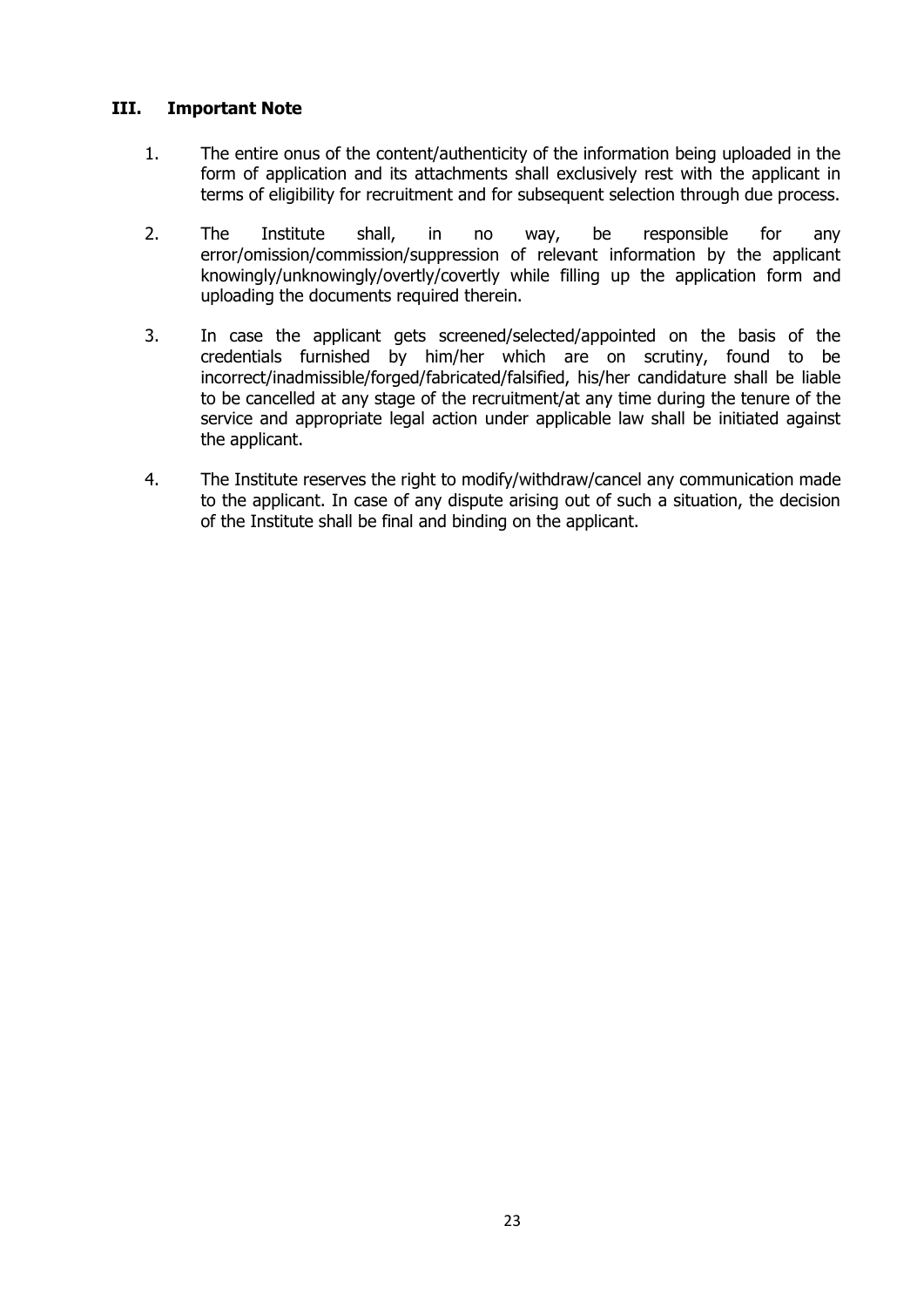## III. Important Note

1. The entire onus of the content/authenticity of the information being uploaded in the form of application and its attachments shall exclusively rest with the applicant in terms of eligibility for recruitment and for subsequent selection through due process.

2. The Institute shall, in no way, be responsible for any error/omission/commission/suppression of relevant information by the applicant knowingly/unknowingly/overtly/covertly while filling up the application form and uploading the documents required therein.

3. In case the applicant gets screened/selected/appointed on the basis of the credentials furnished by him/her which are on scrutiny, found to be incorrect/inadmissible/forged/fabricated/falsified, his/her candidature shall be liable to be cancelled at any stage of the recruitment/at any time during the tenure of the service and appropriate legal action under applicable law shall be initiated against the applicant.

4. The Institute reserves the right to modify/withdraw/cancel any communication made to the applicant. In case of any dispute arising out of such a situation, the decision of the Institute shall be final and binding on the applicant.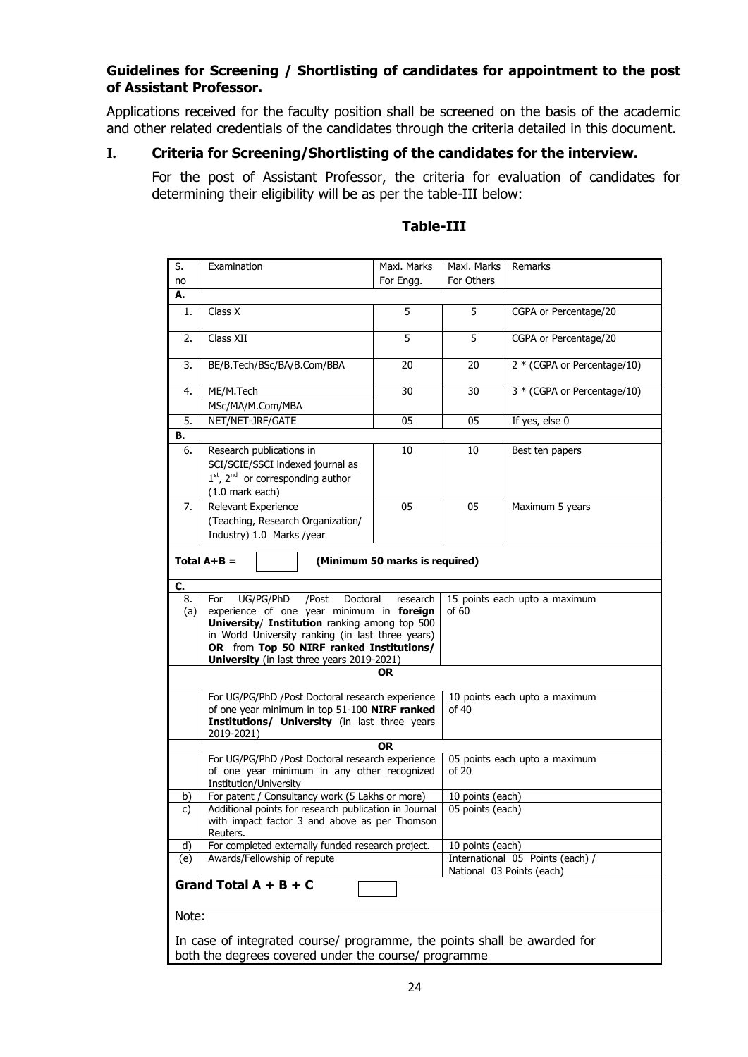**Guidelines for Screening / Shortlisting of candidates for appointment to the post of Assistant Professor.**

Applications received for the faculty position shall be screened on the basis of the academic and other related credentials of the candidates through the criteria detailed in this document.

## I. Criteria for Screening/Shortlisting of the candidates for the interview.

For the post of Assistant Professor, the criteria for evaluation of candidates for determining their eligibility will be as per the table-III below:

### Table-III

| S. no | Examination | Maxi. Marks For Engg. | Maxi. Marks For Others | Remarks |
|---|---|---|---|---|
| **A.** | | | | |
| 1. | Class X | 5 | 5 | CGPA or Percentage/20 |
| 2. | Class XII | 5 | 5 | CGPA or Percentage/20 |
| 3. | BE/B.Tech/BSc/BA/B.Com/BBA | 20 | 20 | 2 * (CGPA or Percentage/10) |
| 4. | ME/M.Tech<br>MSc/MA/M.Com/MBA | 30 | 30 | 3 * (CGPA or Percentage/10) |
| 5. | NET/NET-JRF/GATE | 05 | 05 | If yes, else 0 |
| **B.** | | | | |
| 6. | Research publications in SCI/SCIE/SSCI indexed journal as 1st, 2nd or corresponding author (1.0 mark each) | 10 | 10 | Best ten papers |
| 7. | Relevant Experience (Teaching, Research Organization/ Industry) 1.0 Marks /year | 05 | 05 | Maximum 5 years |
| **Total A+B =** | | **(Minimum 50 marks is required)** | | |
| **C.** | | | | |
| 8. (a) | For UG/PG/PhD /Post Doctoral research experience of one year minimum in **foreign University**/ **Institution** ranking among top 500 in World University ranking (in last three years) **OR** from **Top 50 NIRF ranked Institutions/ University** (in last three years 2019-2021) | | 15 points each upto a maximum of 60 | |
| | **OR** | | | |
| | For UG/PG/PhD /Post Doctoral research experience of one year minimum in top 51-100 **NIRF ranked Institutions/ University** (in last three years 2019-2021) | | 10 points each upto a maximum of 40 | |
| | **OR** | | | |
| | For UG/PG/PhD /Post Doctoral research experience of one year minimum in any other recognized Institution/University | | 05 points each upto a maximum of 20 | |
| b) | For patent / Consultancy work (5 Lakhs or more) | | 10 points (each) | |
| c) | Additional points for research publication in Journal with impact factor 3 and above as per Thomson Reuters. | | 05 points (each) | |
| d) | For completed externally funded research project. | | 10 points (each) | |
| (e) | Awards/Fellowship of repute | | International 05 Points (each) / National 03 Points (each) | |
| **Grand Total A + B + C** | | | | |

Note:

In case of integrated course/ programme, the points shall be awarded for both the degrees covered under the course/ programme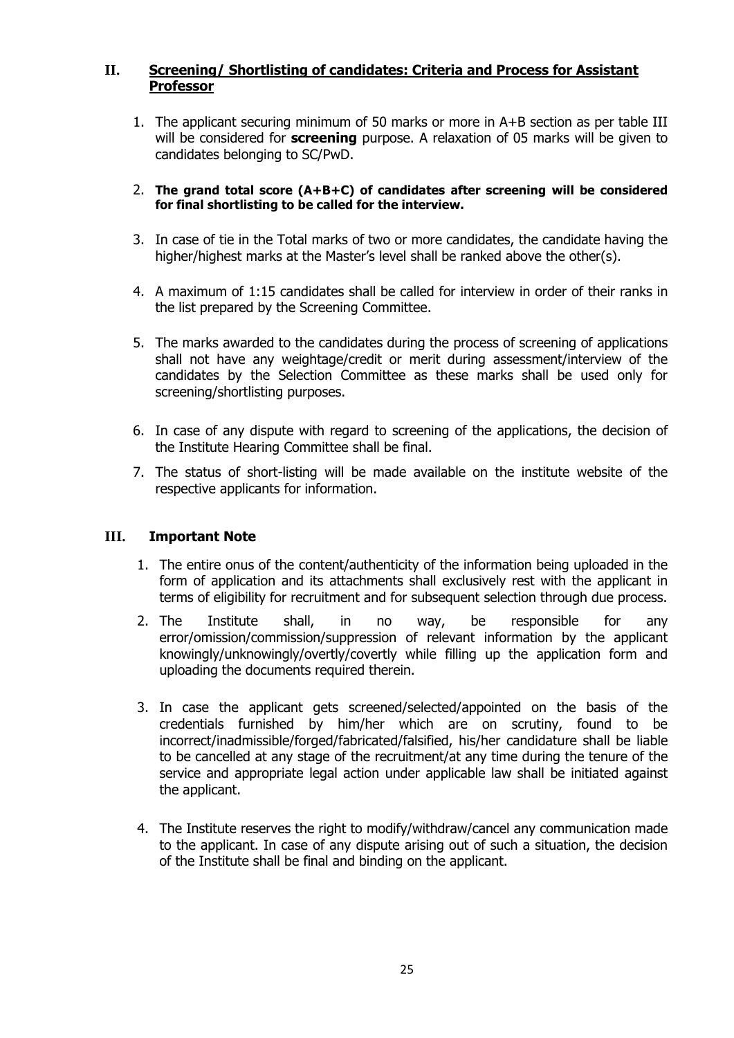## II. Screening/ Shortlisting of candidates: Criteria and Process for Assistant Professor

1. The applicant securing minimum of 50 marks or more in A+B section as per table III will be considered for **screening** purpose. A relaxation of 05 marks will be given to candidates belonging to SC/PwD.

2. **The grand total score (A+B+C) of candidates after screening will be considered for final shortlisting to be called for the interview.**

3. In case of tie in the Total marks of two or more candidates, the candidate having the higher/highest marks at the Master's level shall be ranked above the other(s).

4. A maximum of 1:15 candidates shall be called for interview in order of their ranks in the list prepared by the Screening Committee.

5. The marks awarded to the candidates during the process of screening of applications shall not have any weightage/credit or merit during assessment/interview of the candidates by the Selection Committee as these marks shall be used only for screening/shortlisting purposes.

6. In case of any dispute with regard to screening of the applications, the decision of the Institute Hearing Committee shall be final.

7. The status of short-listing will be made available on the institute website of the respective applicants for information.

## III. Important Note

1. The entire onus of the content/authenticity of the information being uploaded in the form of application and its attachments shall exclusively rest with the applicant in terms of eligibility for recruitment and for subsequent selection through due process.

2. The Institute shall, in no way, be responsible for any error/omission/commission/suppression of relevant information by the applicant knowingly/unknowingly/overtly/covertly while filling up the application form and uploading the documents required therein.

3. In case the applicant gets screened/selected/appointed on the basis of the credentials furnished by him/her which are on scrutiny, found to be incorrect/inadmissible/forged/fabricated/falsified, his/her candidature shall be liable to be cancelled at any stage of the recruitment/at any time during the tenure of the service and appropriate legal action under applicable law shall be initiated against the applicant.

4. The Institute reserves the right to modify/withdraw/cancel any communication made to the applicant. In case of any dispute arising out of such a situation, the decision of the Institute shall be final and binding on the applicant.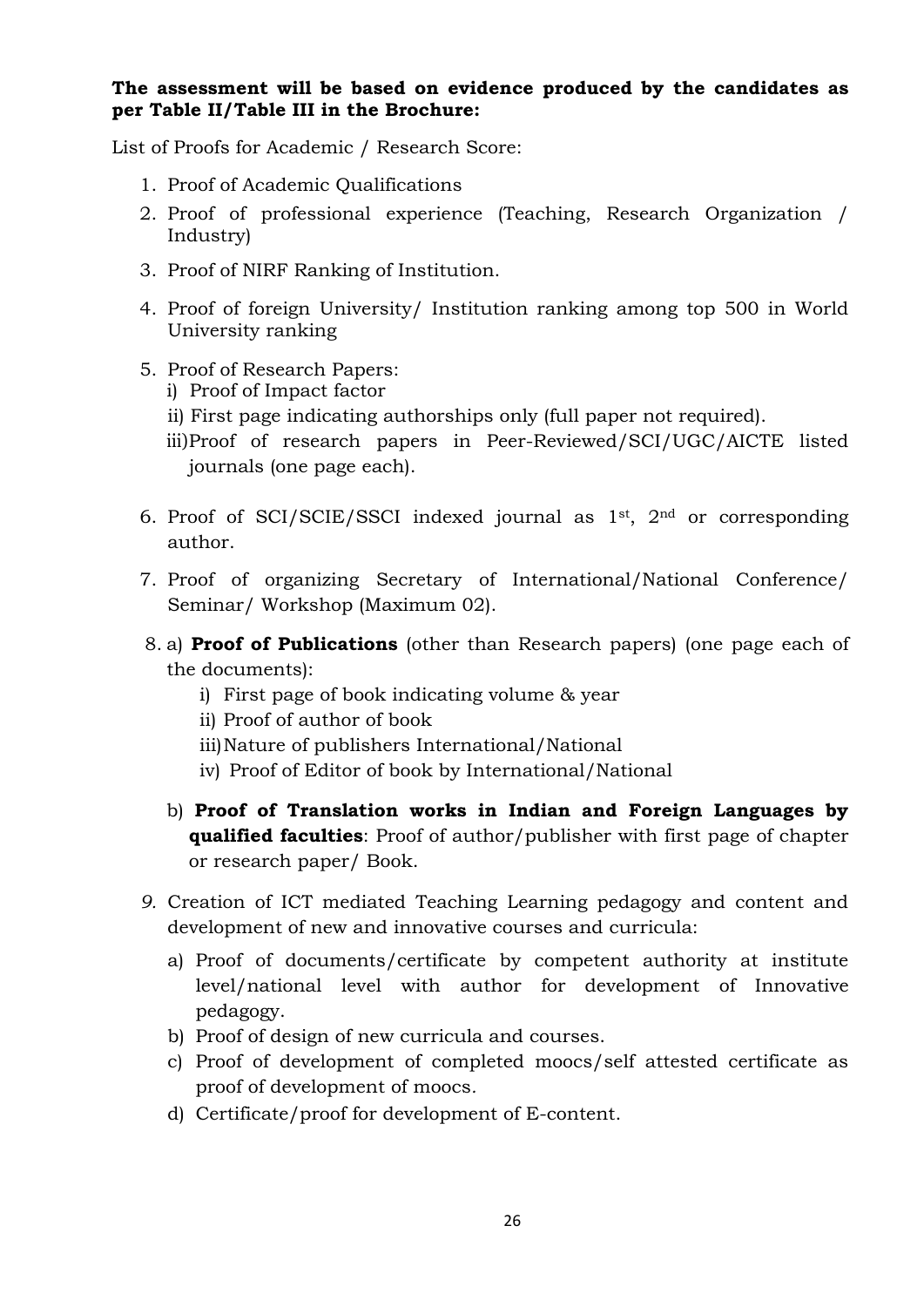**The assessment will be based on evidence produced by the candidates as per Table II/Table III in the Brochure:**

List of Proofs for Academic / Research Score:

1. Proof of Academic Qualifications
2. Proof of professional experience (Teaching, Research Organization / Industry)
3. Proof of NIRF Ranking of Institution.
4. Proof of foreign University/ Institution ranking among top 500 in World University ranking
5. Proof of Research Papers:
   i) Proof of Impact factor
   ii) First page indicating authorships only (full paper not required).
   iii) Proof of research papers in Peer-Reviewed/SCI/UGC/AICTE listed journals (one page each).
6. Proof of SCI/SCIE/SSCI indexed journal as 1st, 2nd or corresponding author.
7. Proof of organizing Secretary of International/National Conference/ Seminar/ Workshop (Maximum 02).
8. a) **Proof of Publications** (other than Research papers) (one page each of the documents):
      i) First page of book indicating volume & year
      ii) Proof of author of book
      iii) Nature of publishers International/National
      iv) Proof of Editor of book by International/National

   b) **Proof of Translation works in Indian and Foreign Languages by qualified faculties**: Proof of author/publisher with first page of chapter or research paper/ Book.
9. Creation of ICT mediated Teaching Learning pedagogy and content and development of new and innovative courses and curricula:
   a) Proof of documents/certificate by competent authority at institute level/national level with author for development of Innovative pedagogy.
   b) Proof of design of new curricula and courses.
   c) Proof of development of completed moocs/self attested certificate as proof of development of moocs.
   d) Certificate/proof for development of E-content.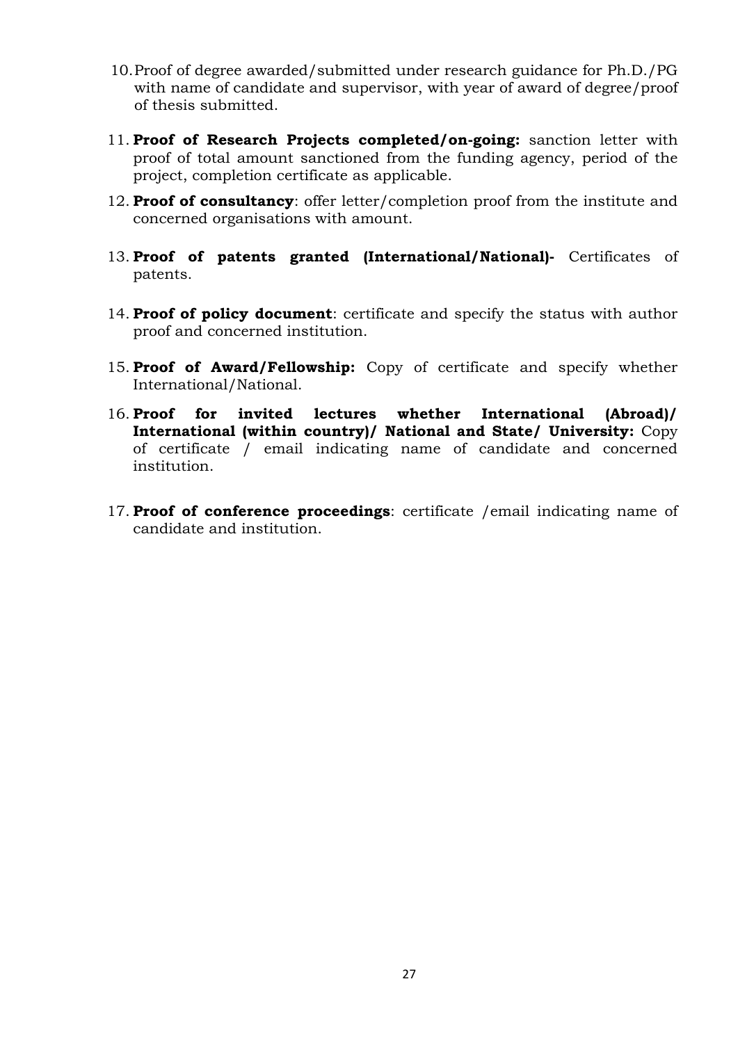10. Proof of degree awarded/submitted under research guidance for Ph.D./PG with name of candidate and supervisor, with year of award of degree/proof of thesis submitted.

11. **Proof of Research Projects completed/on-going:** sanction letter with proof of total amount sanctioned from the funding agency, period of the project, completion certificate as applicable.

12. **Proof of consultancy**: offer letter/completion proof from the institute and concerned organisations with amount.

13. **Proof of patents granted (International/National)-** Certificates of patents.

14. **Proof of policy document**: certificate and specify the status with author proof and concerned institution.

15. **Proof of Award/Fellowship:** Copy of certificate and specify whether International/National.

16. **Proof for invited lectures whether International (Abroad)/ International (within country)/ National and State/ University:** Copy of certificate / email indicating name of candidate and concerned institution.

17. **Proof of conference proceedings**: certificate /email indicating name of candidate and institution.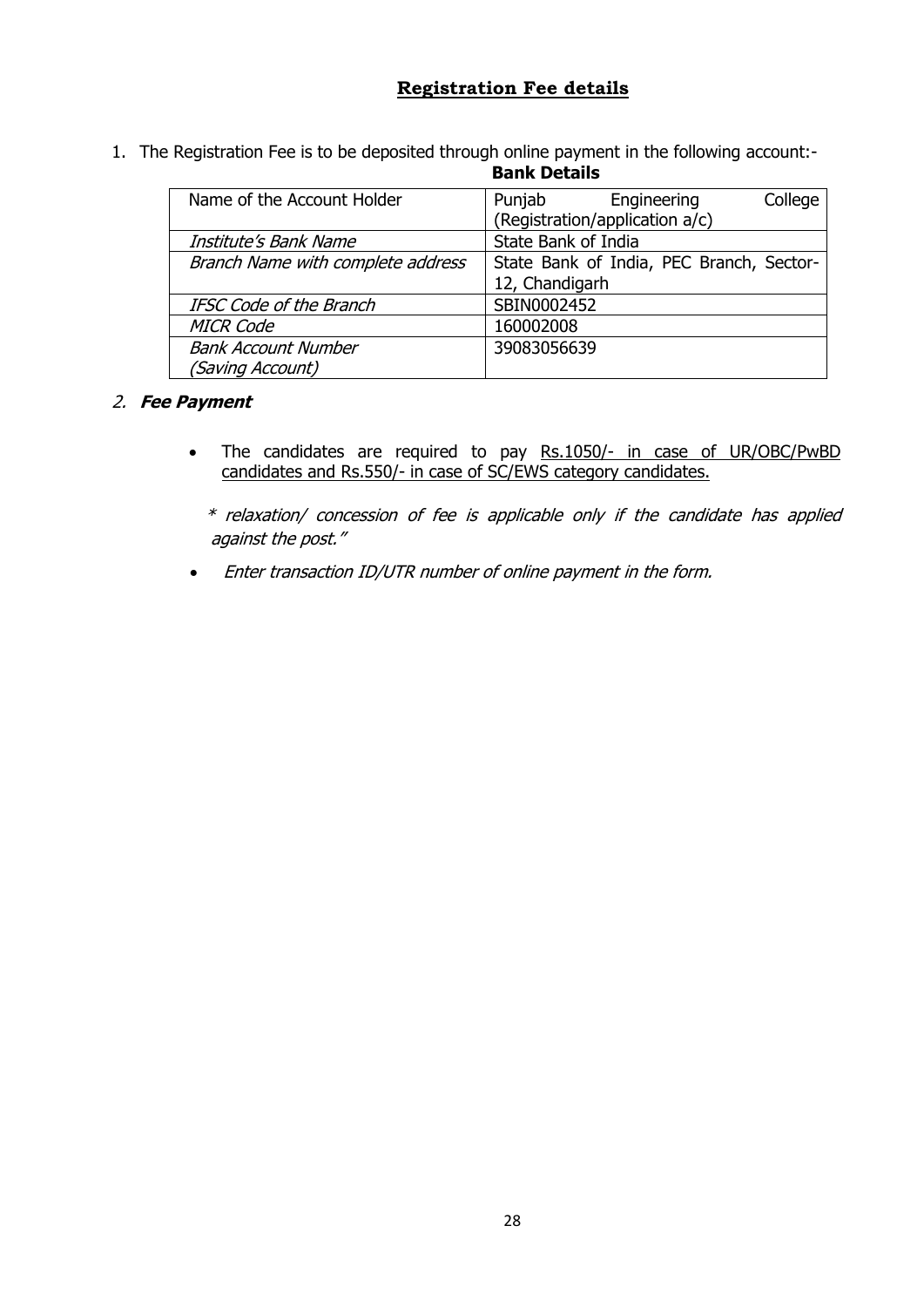## **Registration Fee details**

1. The Registration Fee is to be deposited through online payment in the following account:-

**Bank Details**

| Name of the Account Holder | Punjab Engineering College (Registration/application a/c) |
|---|---|
| *Institute's Bank Name* | State Bank of India |
| *Branch Name with complete address* | State Bank of India, PEC Branch, Sector-12, Chandigarh |
| *IFSC Code of the Branch* | SBIN0002452 |
| *MICR Code* | 160002008 |
| *Bank Account Number (Saving Account)* | 39083056639 |

2. ***Fee Payment***

- The candidates are required to pay Rs.1050/- in case of UR/OBC/PwBD candidates and Rs.550/- in case of SC/EWS category candidates.

  *\* relaxation/ concession of fee is applicable only if the candidate has applied against the post."*

- *Enter transaction ID/UTR number of online payment in the form.*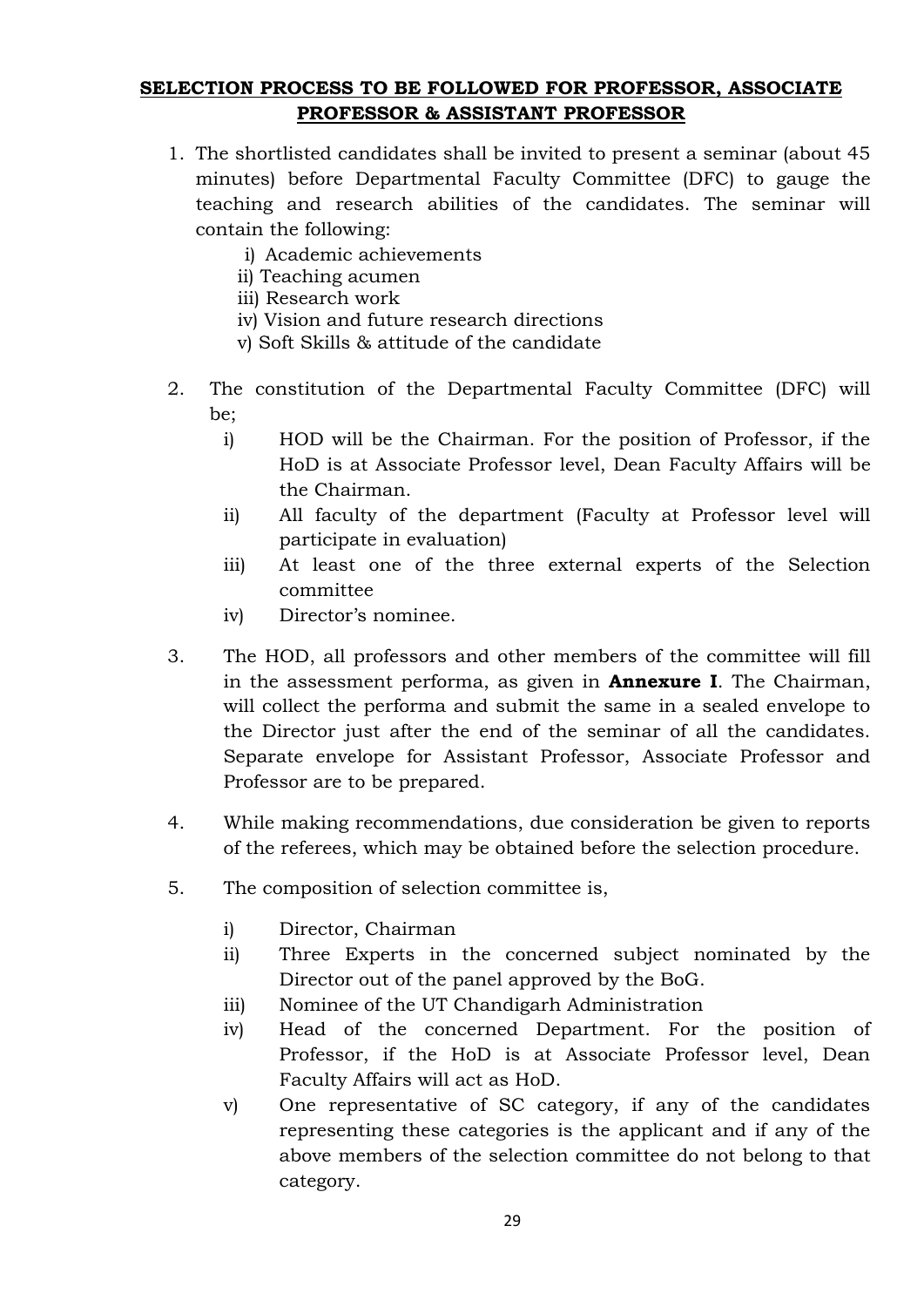## SELECTION PROCESS TO BE FOLLOWED FOR PROFESSOR, ASSOCIATE PROFESSOR & ASSISTANT PROFESSOR

1. The shortlisted candidates shall be invited to present a seminar (about 45 minutes) before Departmental Faculty Committee (DFC) to gauge the teaching and research abilities of the candidates. The seminar will contain the following:
   i) Academic achievements
   ii) Teaching acumen
   iii) Research work
   iv) Vision and future research directions
   v) Soft Skills & attitude of the candidate

2. The constitution of the Departmental Faculty Committee (DFC) will be;
   i) HOD will be the Chairman. For the position of Professor, if the HoD is at Associate Professor level, Dean Faculty Affairs will be the Chairman.
   ii) All faculty of the department (Faculty at Professor level will participate in evaluation)
   iii) At least one of the three external experts of the Selection committee
   iv) Director's nominee.

3. The HOD, all professors and other members of the committee will fill in the assessment performa, as given in **Annexure I**. The Chairman, will collect the performa and submit the same in a sealed envelope to the Director just after the end of the seminar of all the candidates. Separate envelope for Assistant Professor, Associate Professor and Professor are to be prepared.

4. While making recommendations, due consideration be given to reports of the referees, which may be obtained before the selection procedure.

5. The composition of selection committee is,
   i) Director, Chairman
   ii) Three Experts in the concerned subject nominated by the Director out of the panel approved by the BoG.
   iii) Nominee of the UT Chandigarh Administration
   iv) Head of the concerned Department. For the position of Professor, if the HoD is at Associate Professor level, Dean Faculty Affairs will act as HoD.
   v) One representative of SC category, if any of the candidates representing these categories is the applicant and if any of the above members of the selection committee do not belong to that category.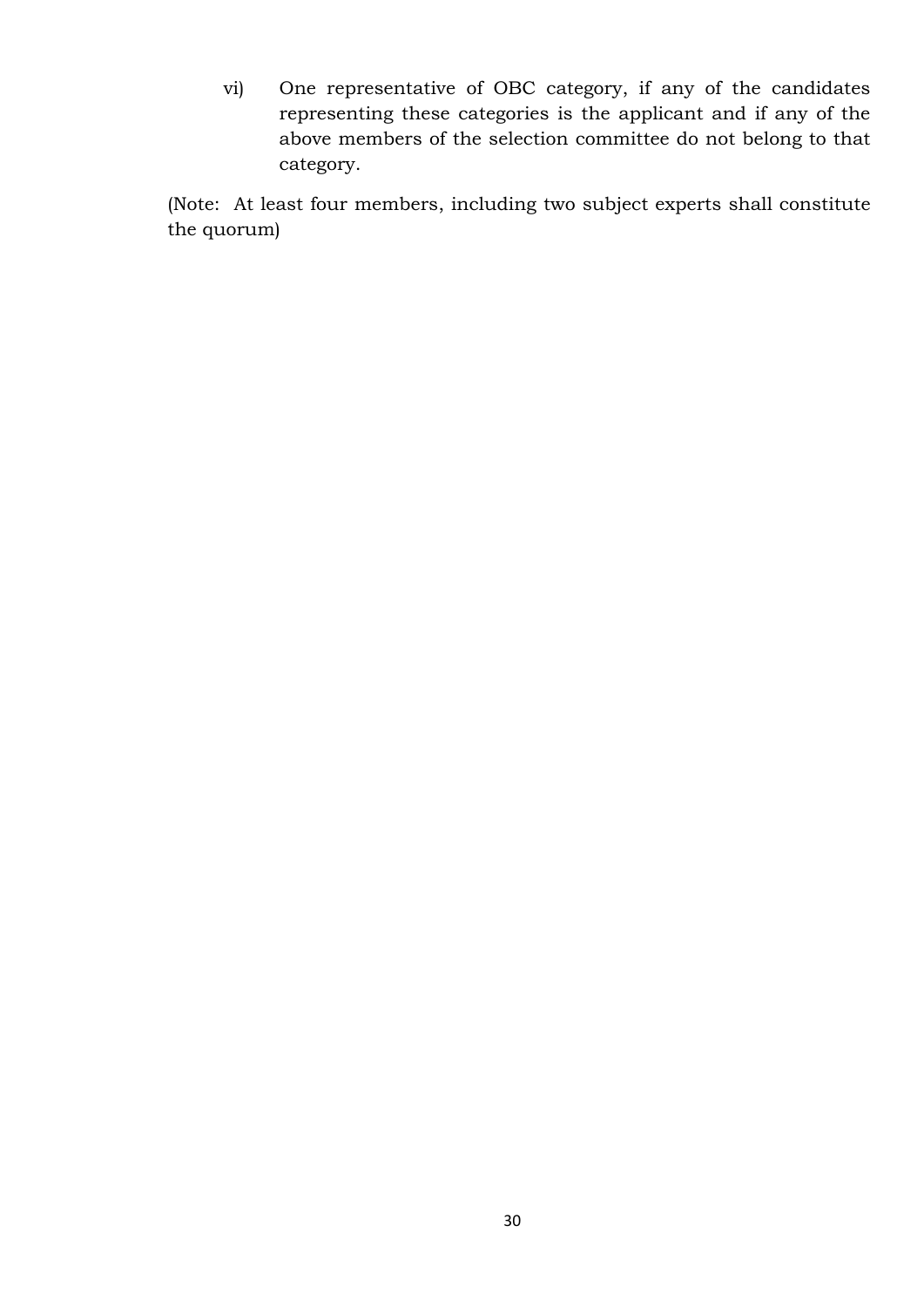vi) One representative of OBC category, if any of the candidates representing these categories is the applicant and if any of the above members of the selection committee do not belong to that category.

(Note: At least four members, including two subject experts shall constitute the quorum)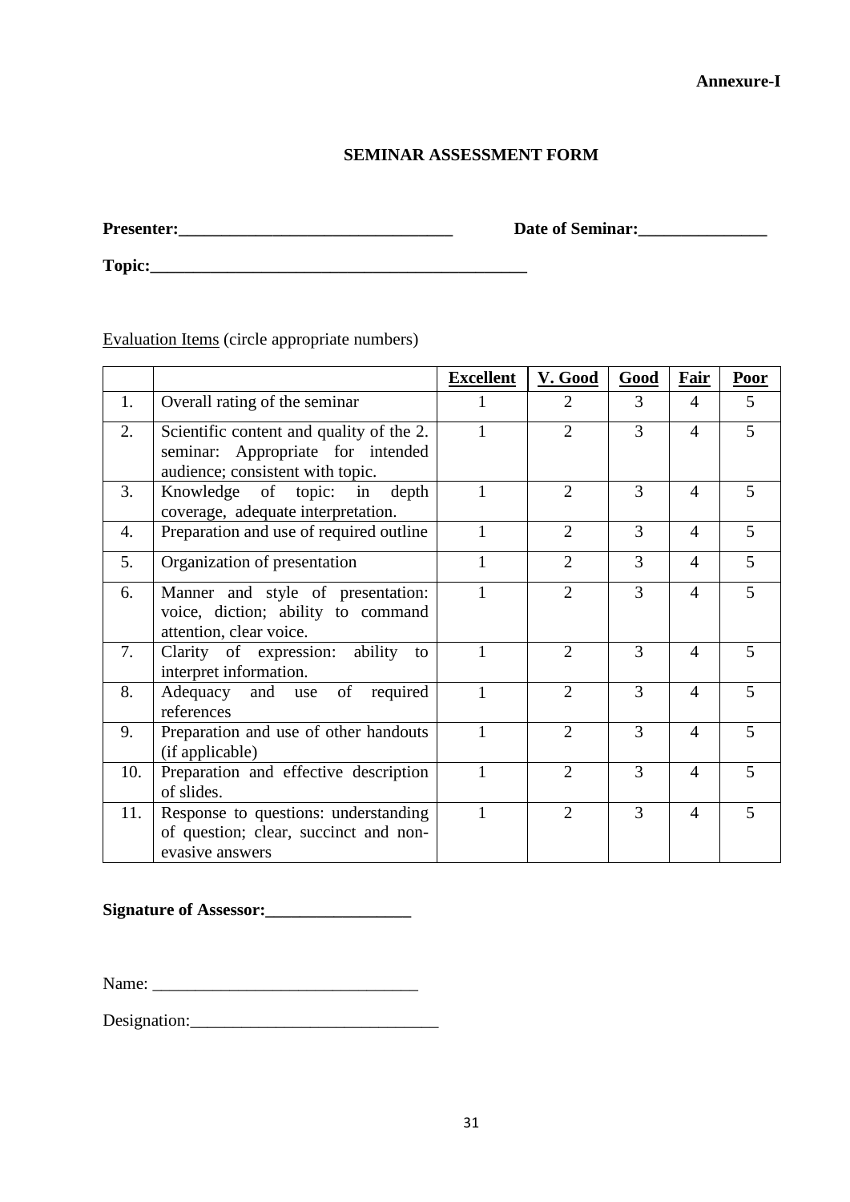**Annexure-I**

**SEMINAR ASSESSMENT FORM**

**Presenter:________________________________** **Date of Seminar:_______________**

**Topic:____________________________________________**

Evaluation Items (circle appropriate numbers)

| | | **Excellent** | **V. Good** | **Good** | **Fair** | **Poor** |
|---|---|---|---|---|---|---|
| 1. | Overall rating of the seminar | 1 | 2 | 3 | 4 | 5 |
| 2. | Scientific content and quality of the 2. seminar: Appropriate for intended audience; consistent with topic. | 1 | 2 | 3 | 4 | 5 |
| 3. | Knowledge of topic: in depth coverage, adequate interpretation. | 1 | 2 | 3 | 4 | 5 |
| 4. | Preparation and use of required outline | 1 | 2 | 3 | 4 | 5 |
| 5. | Organization of presentation | 1 | 2 | 3 | 4 | 5 |
| 6. | Manner and style of presentation: voice, diction; ability to command attention, clear voice. | 1 | 2 | 3 | 4 | 5 |
| 7. | Clarity of expression: ability to interpret information. | 1 | 2 | 3 | 4 | 5 |
| 8. | Adequacy and use of required references | 1 | 2 | 3 | 4 | 5 |
| 9. | Preparation and use of other handouts (if applicable) | 1 | 2 | 3 | 4 | 5 |
| 10. | Preparation and effective description of slides. | 1 | 2 | 3 | 4 | 5 |
| 11. | Response to questions: understanding of question; clear, succinct and non-evasive answers | 1 | 2 | 3 | 4 | 5 |

**Signature of Assessor:_________________**

Name: ______________________________

Designation:____________________________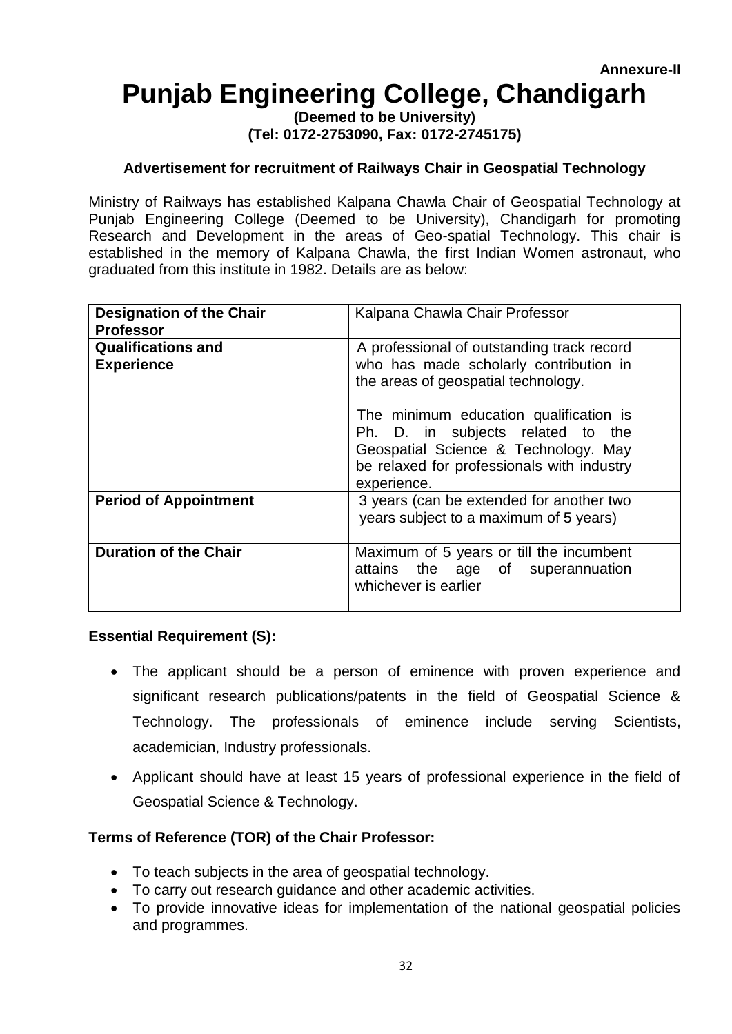**Annexure-II**

# Punjab Engineering College, Chandigarh

**(Deemed to be University)**
**(Tel: 0172-2753090, Fax: 0172-2745175)**

### Advertisement for recruitment of Railways Chair in Geospatial Technology

Ministry of Railways has established Kalpana Chawla Chair of Geospatial Technology at Punjab Engineering College (Deemed to be University), Chandigarh for promoting Research and Development in the areas of Geo-spatial Technology. This chair is established in the memory of Kalpana Chawla, the first Indian Women astronaut, who graduated from this institute in 1982. Details are as below:

| **Designation of the Chair Professor** | Kalpana Chawla Chair Professor |
|---|---|
| **Qualifications and Experience** | A professional of outstanding track record who has made scholarly contribution in the areas of geospatial technology.<br><br>The minimum education qualification is Ph. D. in subjects related to the Geospatial Science & Technology. May be relaxed for professionals with industry experience. |
| **Period of Appointment** | 3 years (can be extended for another two years subject to a maximum of 5 years) |
| **Duration of the Chair** | Maximum of 5 years or till the incumbent attains the age of superannuation whichever is earlier |

**Essential Requirement (S):**

- The applicant should be a person of eminence with proven experience and significant research publications/patents in the field of Geospatial Science & Technology. The professionals of eminence include serving Scientists, academician, Industry professionals.
- Applicant should have at least 15 years of professional experience in the field of Geospatial Science & Technology.

**Terms of Reference (TOR) of the Chair Professor:**

- To teach subjects in the area of geospatial technology.
- To carry out research guidance and other academic activities.
- To provide innovative ideas for implementation of the national geospatial policies and programmes.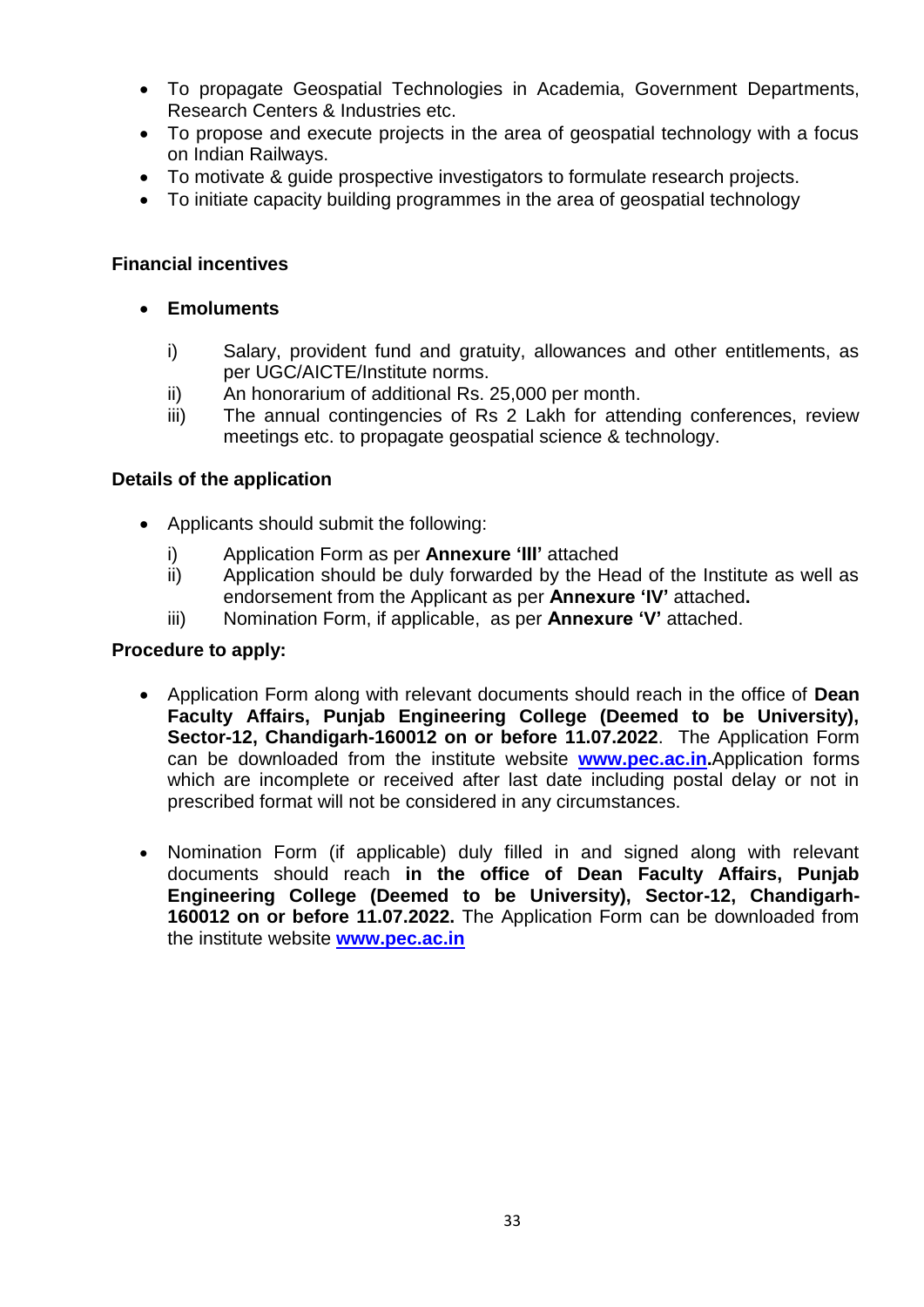- To propagate Geospatial Technologies in Academia, Government Departments, Research Centers & Industries etc.
- To propose and execute projects in the area of geospatial technology with a focus on Indian Railways.
- To motivate & guide prospective investigators to formulate research projects.
- To initiate capacity building programmes in the area of geospatial technology

**Financial incentives**

- **Emoluments**

  i) Salary, provident fund and gratuity, allowances and other entitlements, as per UGC/AICTE/Institute norms.
  ii) An honorarium of additional Rs. 25,000 per month.
  iii) The annual contingencies of Rs 2 Lakh for attending conferences, review meetings etc. to propagate geospatial science & technology.

**Details of the application**

- Applicants should submit the following:

  i) Application Form as per **Annexure 'III'** attached
  ii) Application should be duly forwarded by the Head of the Institute as well as endorsement from the Applicant as per **Annexure 'IV'** attached**.**
  iii) Nomination Form, if applicable, as per **Annexure 'V'** attached.

**Procedure to apply:**

- Application Form along with relevant documents should reach in the office of **Dean Faculty Affairs, Punjab Engineering College (Deemed to be University), Sector-12, Chandigarh-160012 on or before 11.07.2022**. The Application Form can be downloaded from the institute website **www.pec.ac.in.**Application forms which are incomplete or received after last date including postal delay or not in prescribed format will not be considered in any circumstances.

- Nomination Form (if applicable) duly filled in and signed along with relevant documents should reach **in the office of Dean Faculty Affairs, Punjab Engineering College (Deemed to be University), Sector-12, Chandigarh-160012 on or before 11.07.2022.** The Application Form can be downloaded from the institute website **www.pec.ac.in**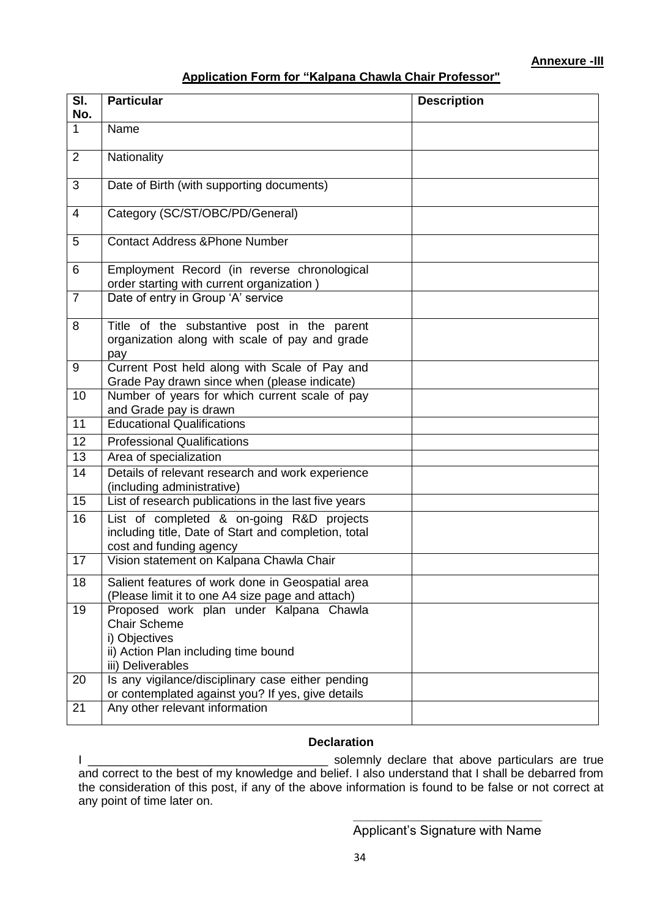**Annexure -III**

## Application Form for "Kalpana Chawla Chair Professor"

| Sl. No. | Particular | Description |
|---|---|---|
| 1 | Name | |
| 2 | Nationality | |
| 3 | Date of Birth (with supporting documents) | |
| 4 | Category (SC/ST/OBC/PD/General) | |
| 5 | Contact Address &Phone Number | |
| 6 | Employment Record (in reverse chronological order starting with current organization ) | |
| 7 | Date of entry in Group 'A' service | |
| 8 | Title of the substantive post in the parent organization along with scale of pay and grade pay | |
| 9 | Current Post held along with Scale of Pay and Grade Pay drawn since when (please indicate) | |
| 10 | Number of years for which current scale of pay and Grade pay is drawn | |
| 11 | Educational Qualifications | |
| 12 | Professional Qualifications | |
| 13 | Area of specialization | |
| 14 | Details of relevant research and work experience (including administrative) | |
| 15 | List of research publications in the last five years | |
| 16 | List of completed & on-going R&D projects including title, Date of Start and completion, total cost and funding agency | |
| 17 | Vision statement on Kalpana Chawla Chair | |
| 18 | Salient features of work done in Geospatial area (Please limit it to one A4 size page and attach) | |
| 19 | Proposed work plan under Kalpana Chawla Chair Scheme<br>i) Objectives<br>ii) Action Plan including time bound<br>iii) Deliverables | |
| 20 | Is any vigilance/disciplinary case either pending or contemplated against you? If yes, give details | |
| 21 | Any other relevant information | |

**Declaration**

I ____________________________________ solemnly declare that above particulars are true and correct to the best of my knowledge and belief. I also understand that I shall be debarred from the consideration of this post, if any of the above information is found to be false or not correct at any point of time later on.

____________________________

Applicant's Signature with Name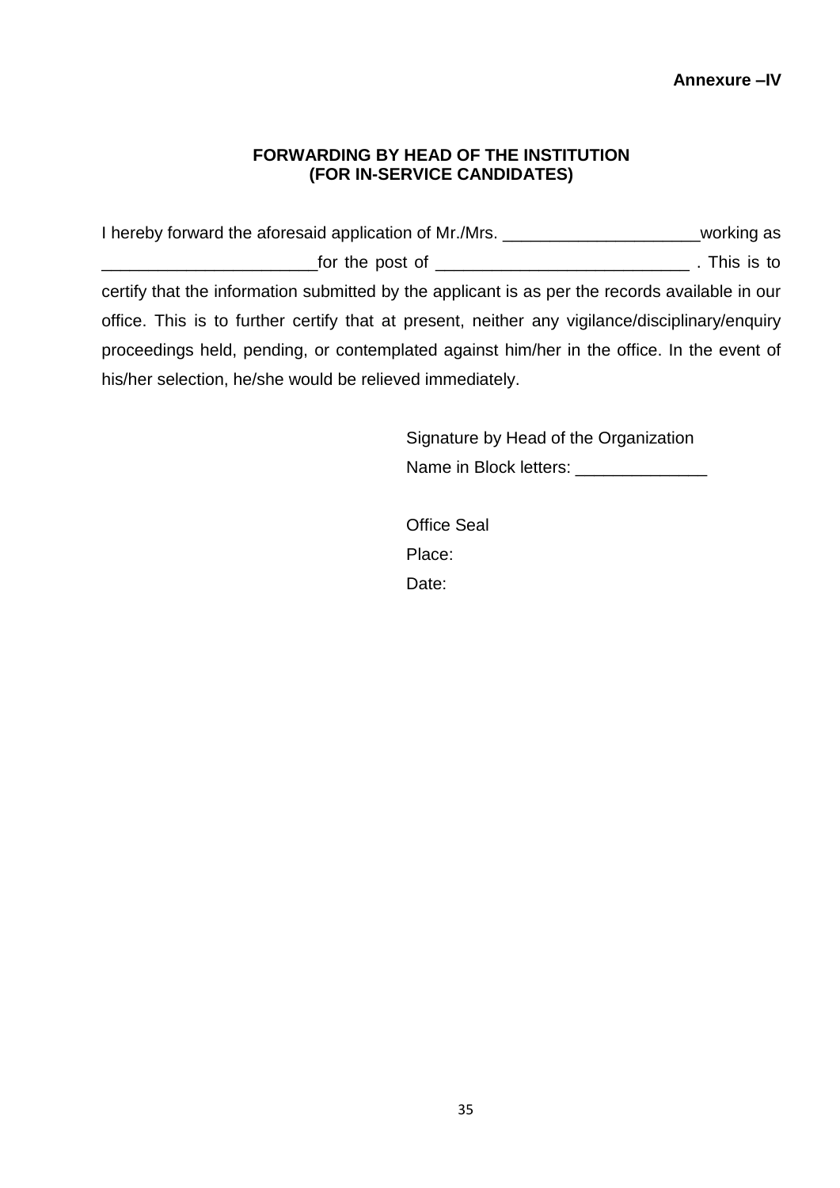**Annexure –IV**

**FORWARDING BY HEAD OF THE INSTITUTION**
**(FOR IN-SERVICE CANDIDATES)**

I hereby forward the aforesaid application of Mr./Mrs. _____________________working as _______________________for the post of ___________________________ . This is to certify that the information submitted by the applicant is as per the records available in our office. This is to further certify that at present, neither any vigilance/disciplinary/enquiry proceedings held, pending, or contemplated against him/her in the office. In the event of his/her selection, he/she would be relieved immediately.

Signature by Head of the Organization

Name in Block letters: ______________

Office Seal

Place:

Date: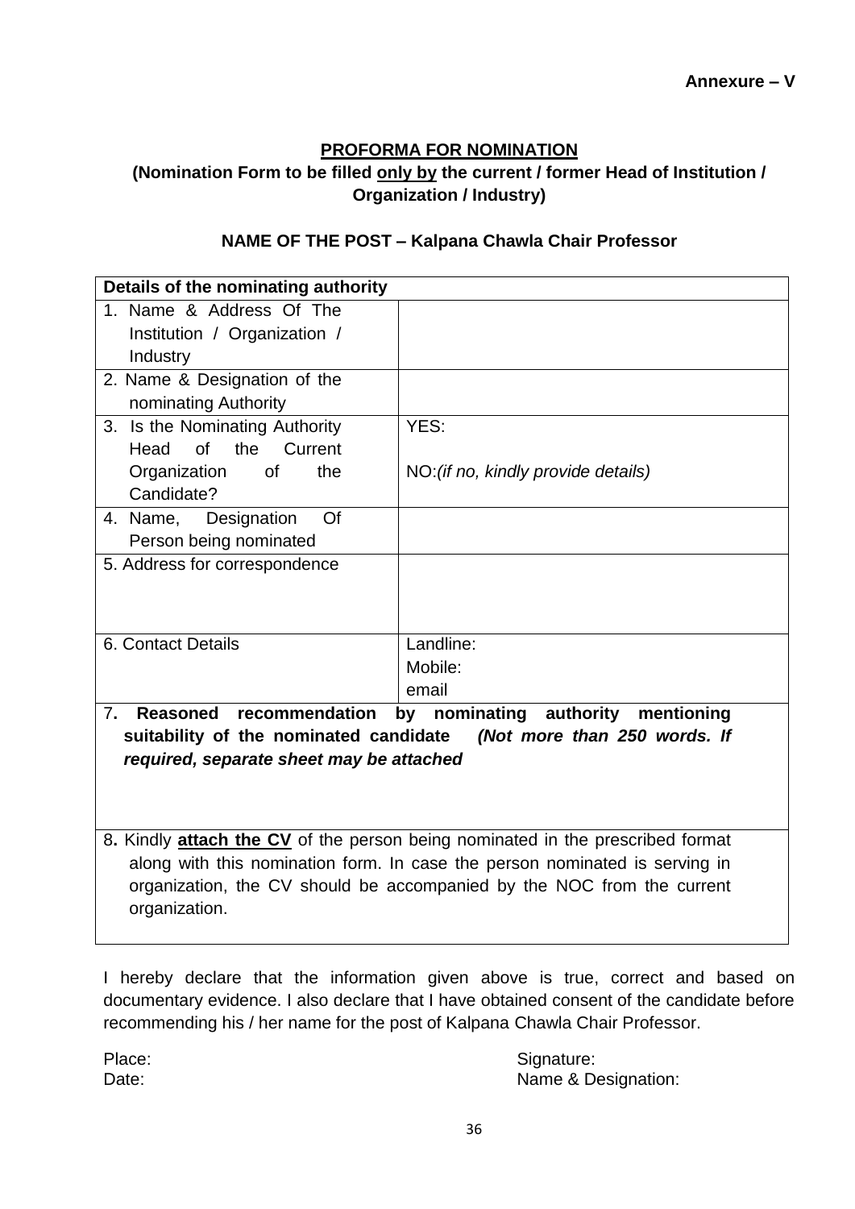**Annexure – V**

## PROFORMA FOR NOMINATION

**(Nomination Form to be filled only by the current / former Head of Institution / Organization / Industry)**

**NAME OF THE POST – Kalpana Chawla Chair Professor**

| **Details of the nominating authority** | |
|---|---|
| 1. Name & Address Of The Institution / Organization / Industry | |
| 2. Name & Designation of the nominating Authority | |
| 3. Is the Nominating Authority Head of the Current Organization of the Candidate? | YES:<br><br>NO:*(if no, kindly provide details)* |
| 4. Name, Designation Of Person being nominated | |
| 5. Address for correspondence | |
| 6. Contact Details | Landline:<br>Mobile:<br>email |
| 7. **Reasoned recommendation by nominating authority mentioning suitability of the nominated candidate** ***(Not more than 250 words. If required, separate sheet may be attached*** | |
| 8. Kindly **attach the CV** of the person being nominated in the prescribed format along with this nomination form. In case the person nominated is serving in organization, the CV should be accompanied by the NOC from the current organization. | |

I hereby declare that the information given above is true, correct and based on documentary evidence. I also declare that I have obtained consent of the candidate before recommending his / her name for the post of Kalpana Chawla Chair Professor.

Place:

Date:

Signature:

Name & Designation: